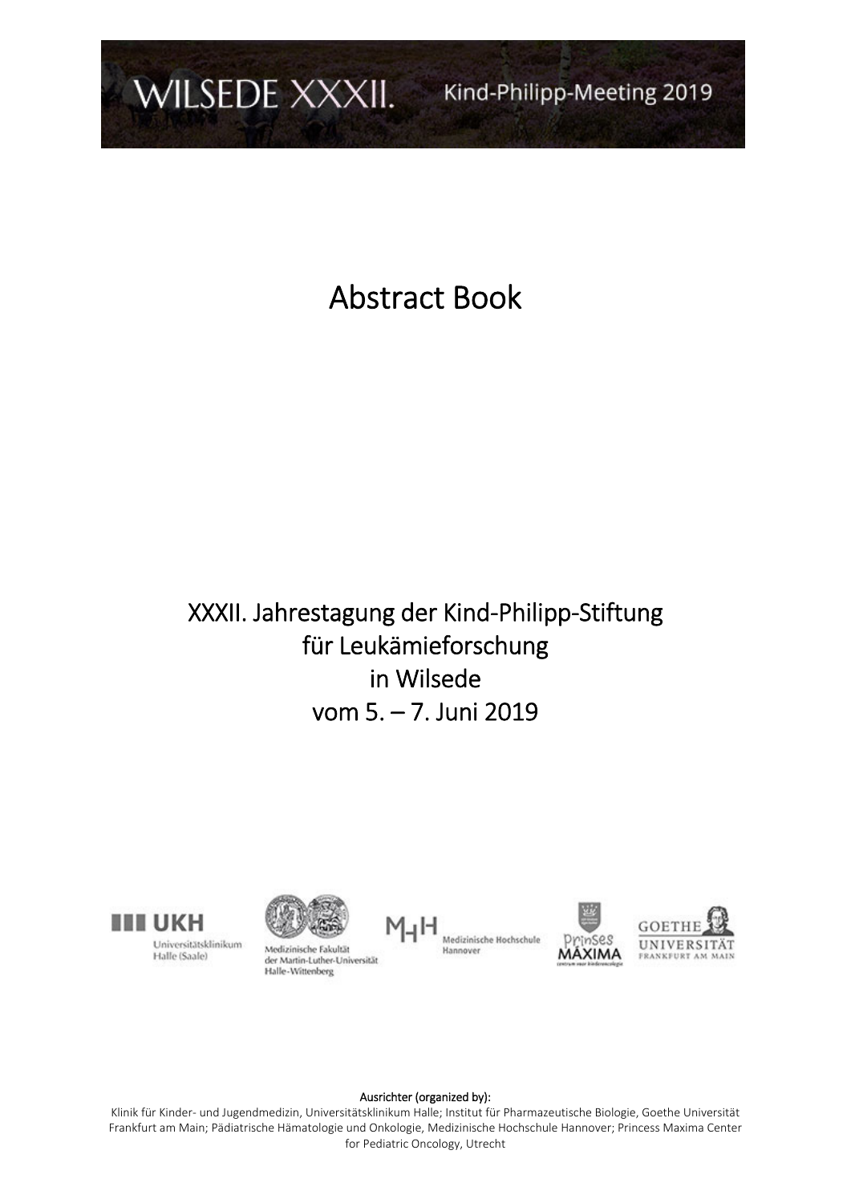WILSEDE XXXII. Kind-Philipp-Meeting 2019

# Abstract Book

## XXXII. Jahrestagung der Kind-Philipp-Stiftung für Leukämieforschung in Wilsede vom 5. – 7. Juni 2019

UKH Universitätsklinikum Halle (Saale)

Medizinische Fakultät der Martin-Luther-Universität Halle-Wittenberg

MHH Medizinische Hochschule Hannover

Prinses Máxima centrum voor kinderoncologie

Goethe Universität Frankfurt am Main

**Ausrichter (organized by):**

Klinik für Kinder- und Jugendmedizin, Universitätsklinikum Halle; Institut für Pharmazeutische Biologie, Goethe Universität Frankfurt am Main; Pädiatrische Hämatologie und Onkologie, Medizinische Hochschule Hannover; Princess Maxima Center for Pediatric Oncology, Utrecht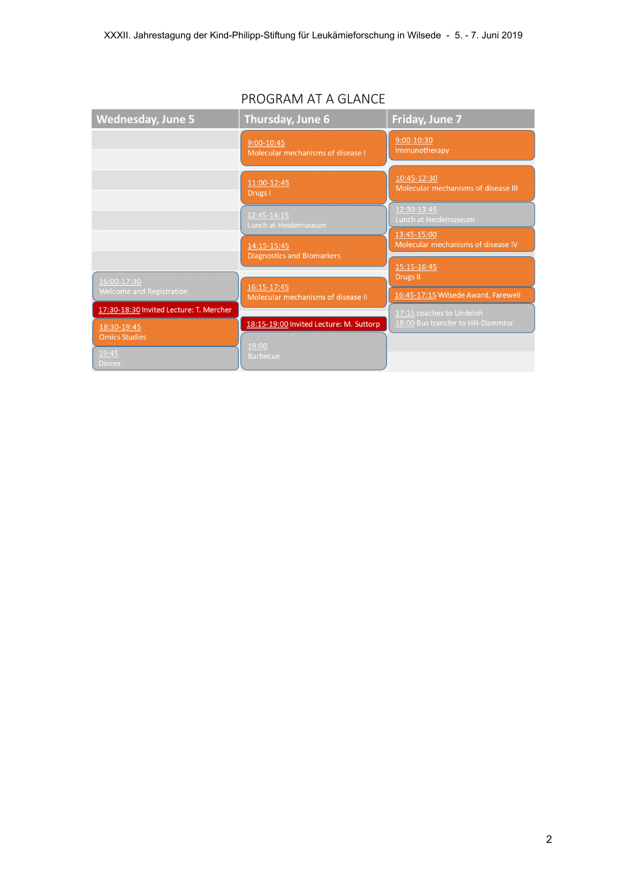## PROGRAM AT A GLANCE

| Wednesday, June 5 | Thursday, June 6 | Friday, June 7 |
|---|---|---|
| | 9:00-10:45 Molecular mechanisms of disease I | 9:00-10:30 Immunotherapy |
| | 11:00-12:45 Drugs I | 10:45-12:30 Molecular mechanisms of disease III |
| | 12:45-14:15 Lunch at Heidemuseum | 12:30-13:45 Lunch at Heidemuseum |
| | 14:15-15:45 Diagnostics and Biomarkers | 13:45-15:00 Molecular mechanisms of disease IV |
| 16:00-17:30 Welcome and Registration | 16:15-17:45 Molecular mechanisms of disease II | 15:15-16:45 Drugs II |
| 17:30-18:30 Invited Lecture: T. Mercher | 18:15-19:00 Invited Lecture: M. Suttorp | 16:45-17:15 Wilsede Award, Farewell |
| 18:30-19:45 Omics Studies | 19:00 Barbecue | 17:15 coaches to Undeloh<br>18:00 Bus transfer to HH-Dammtor |
| 19:45 Dinner | | |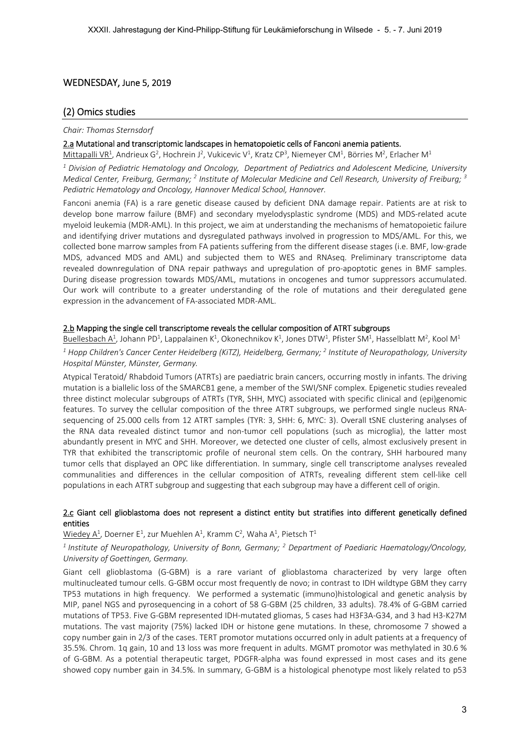## WEDNESDAY, June 5, 2019

## (2) Omics studies

*Chair: Thomas Sternsdorf*

### 2.a Mutational and transcriptomic landscapes in hematopoietic cells of Fanconi anemia patients.

Mittapalli VR[1], Andrieux G[2], Hochrein J[2], Vukicevic V[1], Kratz CP[3], Niemeyer CM[1], Börries M[2], Erlacher M[1]

*[1] Division of Pediatric Hematology and Oncology, Department of Pediatrics and Adolescent Medicine, University Medical Center, Freiburg, Germany; [2] Institute of Molecular Medicine and Cell Research, University of Freiburg; [3] Pediatric Hematology and Oncology, Hannover Medical School, Hannover.*

Fanconi anemia (FA) is a rare genetic disease caused by deficient DNA damage repair. Patients are at risk to develop bone marrow failure (BMF) and secondary myelodysplastic syndrome (MDS) and MDS-related acute myeloid leukemia (MDR-AML). In this project, we aim at understanding the mechanisms of hematopoietic failure and identifying driver mutations and dysregulated pathways involved in progression to MDS/AML. For this, we collected bone marrow samples from FA patients suffering from the different disease stages (i.e. BMF, low-grade MDS, advanced MDS and AML) and subjected them to WES and RNAseq. Preliminary transcriptome data revealed downregulation of DNA repair pathways and upregulation of pro-apoptotic genes in BMF samples. During disease progression towards MDS/AML, mutations in oncogenes and tumor suppressors accumulated. Our work will contribute to a greater understanding of the role of mutations and their deregulated gene expression in the advancement of FA-associated MDR-AML.

### 2.b Mapping the single cell transcriptome reveals the cellular composition of ATRT subgroups

Buellesbach A[1], Johann PD[1], Lappalainen K[1], Okonechnikov K[1], Jones DTW[1], Pfister SM[1], Hasselblatt M[2], Kool M[1]

*[1] Hopp Children's Cancer Center Heidelberg (KiTZ), Heidelberg, Germany; [2] Institute of Neuropathology, University Hospital Münster, Münster, Germany.*

Atypical Teratoid/ Rhabdoid Tumors (ATRTs) are paediatric brain cancers, occurring mostly in infants. The driving mutation is a biallelic loss of the SMARCB1 gene, a member of the SWI/SNF complex. Epigenetic studies revealed three distinct molecular subgroups of ATRTs (TYR, SHH, MYC) associated with specific clinical and (epi)genomic features. To survey the cellular composition of the three ATRT subgroups, we performed single nucleus RNA-sequencing of 25.000 cells from 12 ATRT samples (TYR: 3, SHH: 6, MYC: 3). Overall tSNE clustering analyses of the RNA data revealed distinct tumor and non-tumor cell populations (such as microglia), the latter most abundantly present in MYC and SHH. Moreover, we detected one cluster of cells, almost exclusively present in TYR that exhibited the transcriptomic profile of neuronal stem cells. On the contrary, SHH harboured many tumor cells that displayed an OPC like differentiation. In summary, single cell transcriptome analyses revealed communalities and differences in the cellular composition of ATRTs, revealing different stem cell-like cell populations in each ATRT subgroup and suggesting that each subgroup may have a different cell of origin.

### 2.c Giant cell glioblastoma does not represent a distinct entity but stratifies into different genetically defined entities

Wiedey A[1], Doerner E[1], zur Muehlen A[1], Kramm C[2], Waha A[1], Pietsch T[1]

*[1] Institute of Neuropathology, University of Bonn, Germany; [2] Department of Paediaric Haematology/Oncology, University of Goettingen, Germany.*

Giant cell glioblastoma (G-GBM) is a rare variant of glioblastoma characterized by very large often multinucleated tumour cells. G-GBM occur most frequently de novo; in contrast to IDH wildtype GBM they carry TP53 mutations in high frequency. We performed a systematic (immuno)histological and genetic analysis by MIP, panel NGS and pyrosequencing in a cohort of 58 G-GBM (25 children, 33 adults). 78.4% of G-GBM carried mutations of TP53. Five G-GBM represented IDH-mutated gliomas, 5 cases had H3F3A-G34, and 3 had H3-K27M mutations. The vast majority (75%) lacked IDH or histone gene mutations. In these, chromosome 7 showed a copy number gain in 2/3 of the cases. TERT promotor mutations occurred only in adult patients at a frequency of 35.5%. Chrom. 1q gain, 10 and 13 loss was more frequent in adults. MGMT promotor was methylated in 30.6 % of G-GBM. As a potential therapeutic target, PDGFR-alpha was found expressed in most cases and its gene showed copy number gain in 34.5%. In summary, G-GBM is a histological phenotype most likely related to p53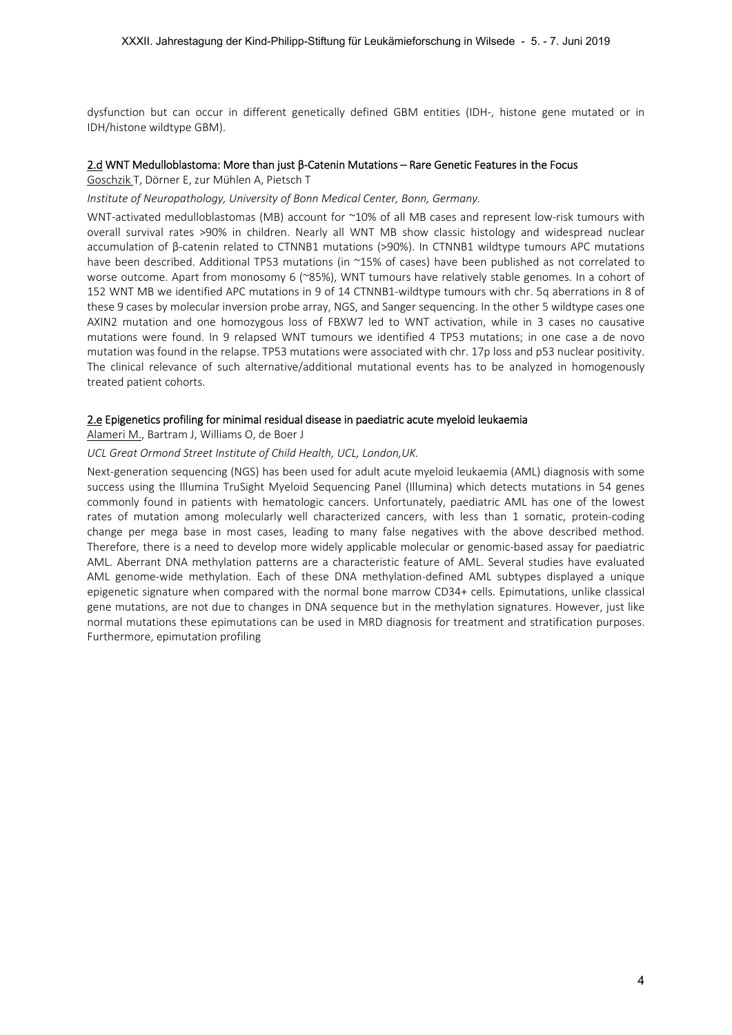dysfunction but can occur in different genetically defined GBM entities (IDH-, histone gene mutated or in IDH/histone wildtype GBM).

### 2.d WNT Medulloblastoma: More than just β-Catenin Mutations – Rare Genetic Features in the Focus

Goschzik T, Dörner E, zur Mühlen A, Pietsch T

*Institute of Neuropathology, University of Bonn Medical Center, Bonn, Germany.*

WNT-activated medulloblastomas (MB) account for ~10% of all MB cases and represent low-risk tumours with overall survival rates >90% in children. Nearly all WNT MB show classic histology and widespread nuclear accumulation of β-catenin related to CTNNB1 mutations (>90%). In CTNNB1 wildtype tumours APC mutations have been described. Additional TP53 mutations (in ~15% of cases) have been published as not correlated to worse outcome. Apart from monosomy 6 (~85%), WNT tumours have relatively stable genomes. In a cohort of 152 WNT MB we identified APC mutations in 9 of 14 CTNNB1-wildtype tumours with chr. 5q aberrations in 8 of these 9 cases by molecular inversion probe array, NGS, and Sanger sequencing. In the other 5 wildtype cases one AXIN2 mutation and one homozygous loss of FBXW7 led to WNT activation, while in 3 cases no causative mutations were found. In 9 relapsed WNT tumours we identified 4 TP53 mutations; in one case a de novo mutation was found in the relapse. TP53 mutations were associated with chr. 17p loss and p53 nuclear positivity. The clinical relevance of such alternative/additional mutational events has to be analyzed in homogenously treated patient cohorts.

### 2.e Epigenetics profiling for minimal residual disease in paediatric acute myeloid leukaemia

Alameri M., Bartram J, Williams O, de Boer J

*UCL Great Ormond Street Institute of Child Health, UCL, London,UK.*

Next-generation sequencing (NGS) has been used for adult acute myeloid leukaemia (AML) diagnosis with some success using the Illumina TruSight Myeloid Sequencing Panel (Illumina) which detects mutations in 54 genes commonly found in patients with hematologic cancers. Unfortunately, paediatric AML has one of the lowest rates of mutation among molecularly well characterized cancers, with less than 1 somatic, protein-coding change per mega base in most cases, leading to many false negatives with the above described method. Therefore, there is a need to develop more widely applicable molecular or genomic-based assay for paediatric AML. Aberrant DNA methylation patterns are a characteristic feature of AML. Several studies have evaluated AML genome-wide methylation. Each of these DNA methylation-defined AML subtypes displayed a unique epigenetic signature when compared with the normal bone marrow CD34+ cells. Epimutations, unlike classical gene mutations, are not due to changes in DNA sequence but in the methylation signatures. However, just like normal mutations these epimutations can be used in MRD diagnosis for treatment and stratification purposes. Furthermore, epimutation profiling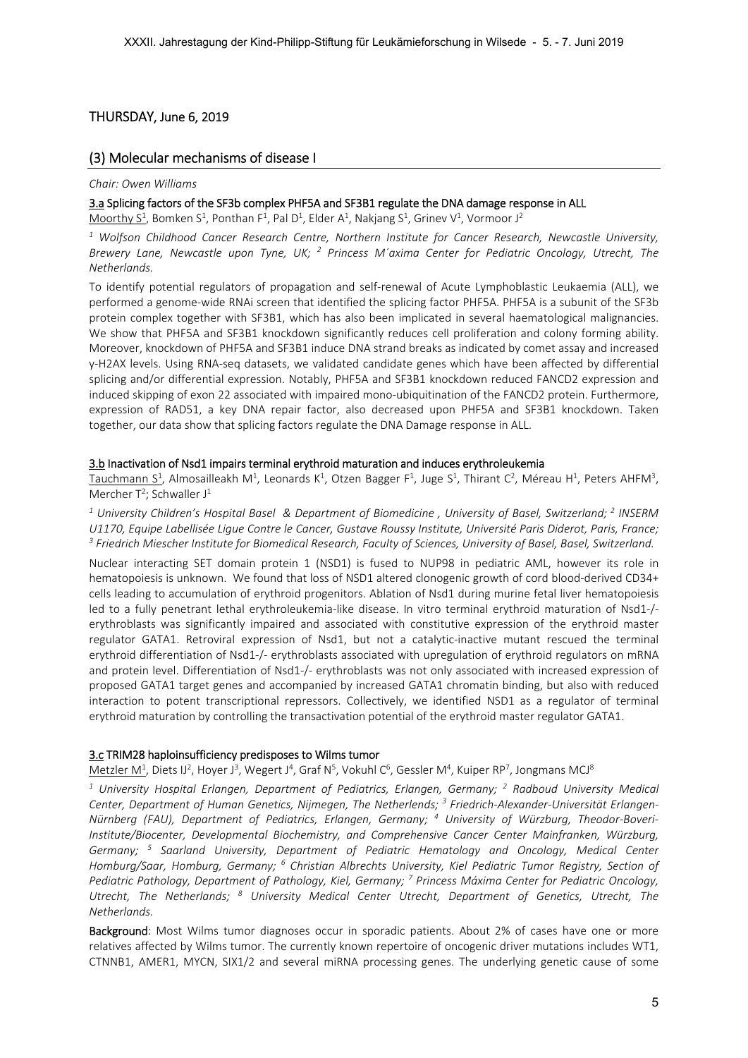## THURSDAY, June 6, 2019

## (3) Molecular mechanisms of disease I

*Chair: Owen Williams*

### 3.a Splicing factors of the SF3b complex PHF5A and SF3B1 regulate the DNA damage response in ALL

Moorthy S[1], Bomken S[1], Ponthan F[1], Pal D[1], Elder A[1], Nakjang S[1], Grinev V[1], Vormoor J[2]

*[1] Wolfson Childhood Cancer Research Centre, Northern Institute for Cancer Research, Newcastle University, Brewery Lane, Newcastle upon Tyne, UK; [2] Princess M´axima Center for Pediatric Oncology, Utrecht, The Netherlands.*

To identify potential regulators of propagation and self-renewal of Acute Lymphoblastic Leukaemia (ALL), we performed a genome-wide RNAi screen that identified the splicing factor PHF5A. PHF5A is a subunit of the SF3b protein complex together with SF3B1, which has also been implicated in several haematological malignancies. We show that PHF5A and SF3B1 knockdown significantly reduces cell proliferation and colony forming ability. Moreover, knockdown of PHF5A and SF3B1 induce DNA strand breaks as indicated by comet assay and increased γ-H2AX levels. Using RNA-seq datasets, we validated candidate genes which have been affected by differential splicing and/or differential expression. Notably, PHF5A and SF3B1 knockdown reduced FANCD2 expression and induced skipping of exon 22 associated with impaired mono-ubiquitination of the FANCD2 protein. Furthermore, expression of RAD51, a key DNA repair factor, also decreased upon PHF5A and SF3B1 knockdown. Taken together, our data show that splicing factors regulate the DNA Damage response in ALL.

### 3.b Inactivation of Nsd1 impairs terminal erythroid maturation and induces erythroleukemia

Tauchmann S[1], Almosailleakh M[1], Leonards K[1], Otzen Bagger F[1], Juge S[1], Thirant C[2], Méreau H[1], Peters AHFM[3], Mercher T[2]; Schwaller J[1]

*[1] University Children's Hospital Basel & Department of Biomedicine , University of Basel, Switzerland; [2] INSERM U1170, Equipe Labellisée Ligue Contre le Cancer, Gustave Roussy Institute, Université Paris Diderot, Paris, France; [3] Friedrich Miescher Institute for Biomedical Research, Faculty of Sciences, University of Basel, Basel, Switzerland.*

Nuclear interacting SET domain protein 1 (NSD1) is fused to NUP98 in pediatric AML, however its role in hematopoiesis is unknown. We found that loss of NSD1 altered clonogenic growth of cord blood-derived CD34+ cells leading to accumulation of erythroid progenitors. Ablation of Nsd1 during murine fetal liver hematopoiesis led to a fully penetrant lethal erythroleukemia-like disease. In vitro terminal erythroid maturation of Nsd1-/- erythroblasts was significantly impaired and associated with constitutive expression of the erythroid master regulator GATA1. Retroviral expression of Nsd1, but not a catalytic-inactive mutant rescued the terminal erythroid differentiation of Nsd1-/- erythroblasts associated with upregulation of erythroid regulators on mRNA and protein level. Differentiation of Nsd1-/- erythroblasts was not only associated with increased expression of proposed GATA1 target genes and accompanied by increased GATA1 chromatin binding, but also with reduced interaction to potent transcriptional repressors. Collectively, we identified NSD1 as a regulator of terminal erythroid maturation by controlling the transactivation potential of the erythroid master regulator GATA1.

### 3.c TRIM28 haploinsufficiency predisposes to Wilms tumor

Metzler M[1], Diets IJ[2], Hoyer J[3], Wegert J[4], Graf N[5], Vokuhl C[6], Gessler M[4], Kuiper RP[7], Jongmans MCJ[8]

*[1] University Hospital Erlangen, Department of Pediatrics, Erlangen, Germany; [2] Radboud University Medical Center, Department of Human Genetics, Nijmegen, The Netherlends; [3] Friedrich-Alexander-Universität Erlangen-Nürnberg (FAU), Department of Pediatrics, Erlangen, Germany; [4] University of Würzburg, Theodor-Boveri-Institute/Biocenter, Developmental Biochemistry, and Comprehensive Cancer Center Mainfranken, Würzburg, Germany; [5] Saarland University, Department of Pediatric Hematology and Oncology, Medical Center Homburg/Saar, Homburg, Germany; [6] Christian Albrechts University, Kiel Pediatric Tumor Registry, Section of Pediatric Pathology, Department of Pathology, Kiel, Germany; [7] Princess Máxima Center for Pediatric Oncology, Utrecht, The Netherlands; [8] University Medical Center Utrecht, Department of Genetics, Utrecht, The Netherlands.*

**Background**: Most Wilms tumor diagnoses occur in sporadic patients. About 2% of cases have one or more relatives affected by Wilms tumor. The currently known repertoire of oncogenic driver mutations includes WT1, CTNNB1, AMER1, MYCN, SIX1/2 and several miRNA processing genes. The underlying genetic cause of some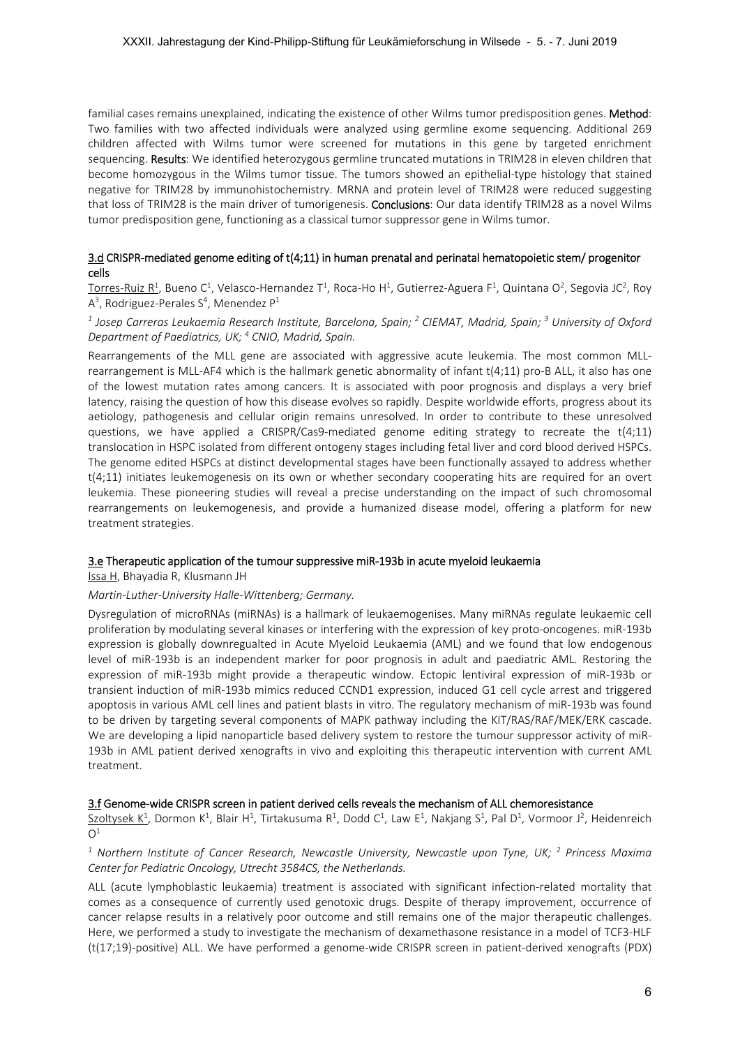familial cases remains unexplained, indicating the existence of other Wilms tumor predisposition genes. **Method**: Two families with two affected individuals were analyzed using germline exome sequencing. Additional 269 children affected with Wilms tumor were screened for mutations in this gene by targeted enrichment sequencing. **Results**: We identified heterozygous germline truncated mutations in TRIM28 in eleven children that become homozygous in the Wilms tumor tissue. The tumors showed an epithelial-type histology that stained negative for TRIM28 by immunohistochemistry. MRNA and protein level of TRIM28 were reduced suggesting that loss of TRIM28 is the main driver of tumorigenesis. **Conclusions**: Our data identify TRIM28 as a novel Wilms tumor predisposition gene, functioning as a classical tumor suppressor gene in Wilms tumor.

### 3.d CRISPR-mediated genome editing of t(4;11) in human prenatal and perinatal hematopoietic stem/ progenitor cells

Torres-Ruiz R[1], Bueno C[1], Velasco-Hernandez T[1], Roca-Ho H[1], Gutierrez-Aguera F[1], Quintana O[2], Segovia JC[2], Roy A[3], Rodriguez-Perales S[4], Menendez P[1]

*[1] Josep Carreras Leukaemia Research Institute, Barcelona, Spain; [2] CIEMAT, Madrid, Spain; [3] University of Oxford Department of Paediatrics, UK; [4] CNIO, Madrid, Spain.*

Rearrangements of the MLL gene are associated with aggressive acute leukemia. The most common MLL-rearrangement is MLL-AF4 which is the hallmark genetic abnormality of infant t(4;11) pro-B ALL, it also has one of the lowest mutation rates among cancers. It is associated with poor prognosis and displays a very brief latency, raising the question of how this disease evolves so rapidly. Despite worldwide efforts, progress about its aetiology, pathogenesis and cellular origin remains unresolved. In order to contribute to these unresolved questions, we have applied a CRISPR/Cas9-mediated genome editing strategy to recreate the t(4;11) translocation in HSPC isolated from different ontogeny stages including fetal liver and cord blood derived HSPCs. The genome edited HSPCs at distinct developmental stages have been functionally assayed to address whether t(4;11) initiates leukemogenesis on its own or whether secondary cooperating hits are required for an overt leukemia. These pioneering studies will reveal a precise understanding on the impact of such chromosomal rearrangements on leukemogenesis, and provide a humanized disease model, offering a platform for new treatment strategies.

### 3.e Therapeutic application of the tumour suppressive miR-193b in acute myeloid leukaemia

Issa H, Bhayadia R, Klusmann JH

*Martin-Luther-University Halle-Wittenberg; Germany.*

Dysregulation of microRNAs (miRNAs) is a hallmark of leukaemogenises. Many miRNAs regulate leukaemic cell proliferation by modulating several kinases or interfering with the expression of key proto-oncogenes. miR-193b expression is globally downregualted in Acute Myeloid Leukaemia (AML) and we found that low endogenous level of miR-193b is an independent marker for poor prognosis in adult and paediatric AML. Restoring the expression of miR-193b might provide a therapeutic window. Ectopic lentiviral expression of miR-193b or transient induction of miR-193b mimics reduced CCND1 expression, induced G1 cell cycle arrest and triggered apoptosis in various AML cell lines and patient blasts in vitro. The regulatory mechanism of miR-193b was found to be driven by targeting several components of MAPK pathway including the KIT/RAS/RAF/MEK/ERK cascade. We are developing a lipid nanoparticle based delivery system to restore the tumour suppressor activity of miR-193b in AML patient derived xenografts in vivo and exploiting this therapeutic intervention with current AML treatment.

### 3.f Genome-wide CRISPR screen in patient derived cells reveals the mechanism of ALL chemoresistance

Szoltysek K[1], Dormon K[1], Blair H[1], Tirtakusuma R[1], Dodd C[1], Law E[1], Nakjang S[1], Pal D[1], Vormoor J[2], Heidenreich O[1]

*[1] Northern Institute of Cancer Research, Newcastle University, Newcastle upon Tyne, UK; [2] Princess Maxima Center for Pediatric Oncology, Utrecht 3584CS, the Netherlands.*

ALL (acute lymphoblastic leukaemia) treatment is associated with significant infection-related mortality that comes as a consequence of currently used genotoxic drugs. Despite of therapy improvement, occurrence of cancer relapse results in a relatively poor outcome and still remains one of the major therapeutic challenges. Here, we performed a study to investigate the mechanism of dexamethasone resistance in a model of TCF3-HLF (t(17;19)-positive) ALL. We have performed a genome-wide CRISPR screen in patient-derived xenografts (PDX)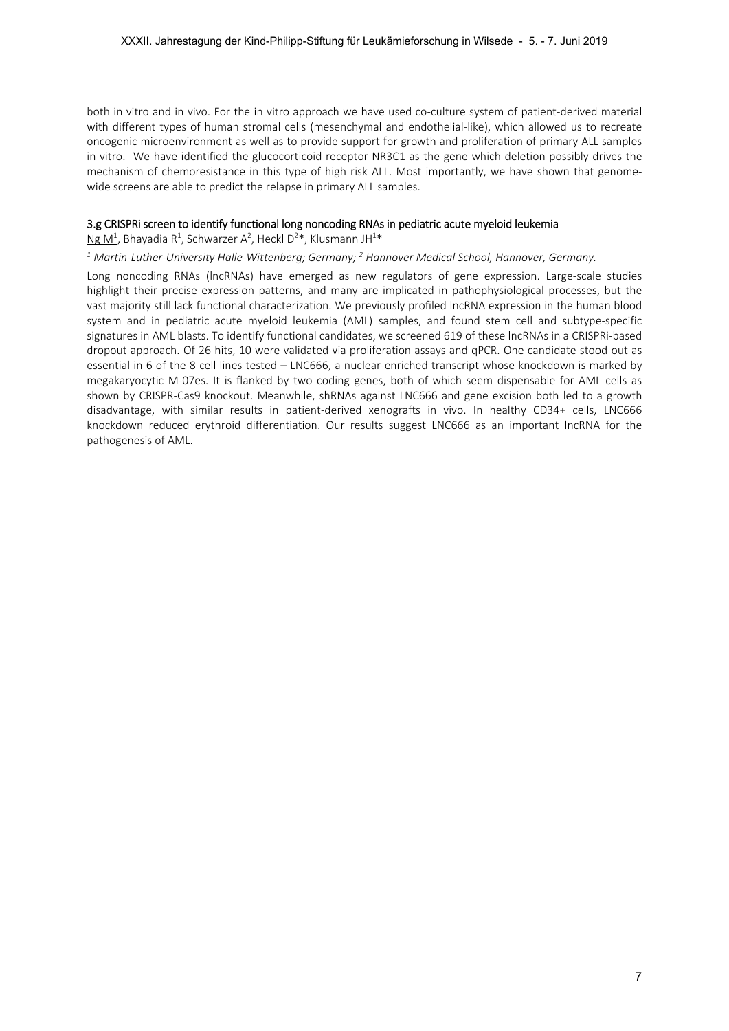both in vitro and in vivo. For the in vitro approach we have used co-culture system of patient-derived material with different types of human stromal cells (mesenchymal and endothelial-like), which allowed us to recreate oncogenic microenvironment as well as to provide support for growth and proliferation of primary ALL samples in vitro. We have identified the glucocorticoid receptor NR3C1 as the gene which deletion possibly drives the mechanism of chemoresistance in this type of high risk ALL. Most importantly, we have shown that genome-wide screens are able to predict the relapse in primary ALL samples.

### 3.g CRISPRi screen to identify functional long noncoding RNAs in pediatric acute myeloid leukemia

Ng M[1], Bhayadia R[1], Schwarzer A[2], Heckl D[2]*, Klusmann JH[1]*

*[1] Martin-Luther-University Halle-Wittenberg; Germany; [2] Hannover Medical School, Hannover, Germany.*

Long noncoding RNAs (lncRNAs) have emerged as new regulators of gene expression. Large-scale studies highlight their precise expression patterns, and many are implicated in pathophysiological processes, but the vast majority still lack functional characterization. We previously profiled lncRNA expression in the human blood system and in pediatric acute myeloid leukemia (AML) samples, and found stem cell and subtype-specific signatures in AML blasts. To identify functional candidates, we screened 619 of these lncRNAs in a CRISPRi-based dropout approach. Of 26 hits, 10 were validated via proliferation assays and qPCR. One candidate stood out as essential in 6 of the 8 cell lines tested – LNC666, a nuclear-enriched transcript whose knockdown is marked by megakaryocytic M-07es. It is flanked by two coding genes, both of which seem dispensable for AML cells as shown by CRISPR-Cas9 knockout. Meanwhile, shRNAs against LNC666 and gene excision both led to a growth disadvantage, with similar results in patient-derived xenografts in vivo. In healthy CD34+ cells, LNC666 knockdown reduced erythroid differentiation. Our results suggest LNC666 as an important lncRNA for the pathogenesis of AML.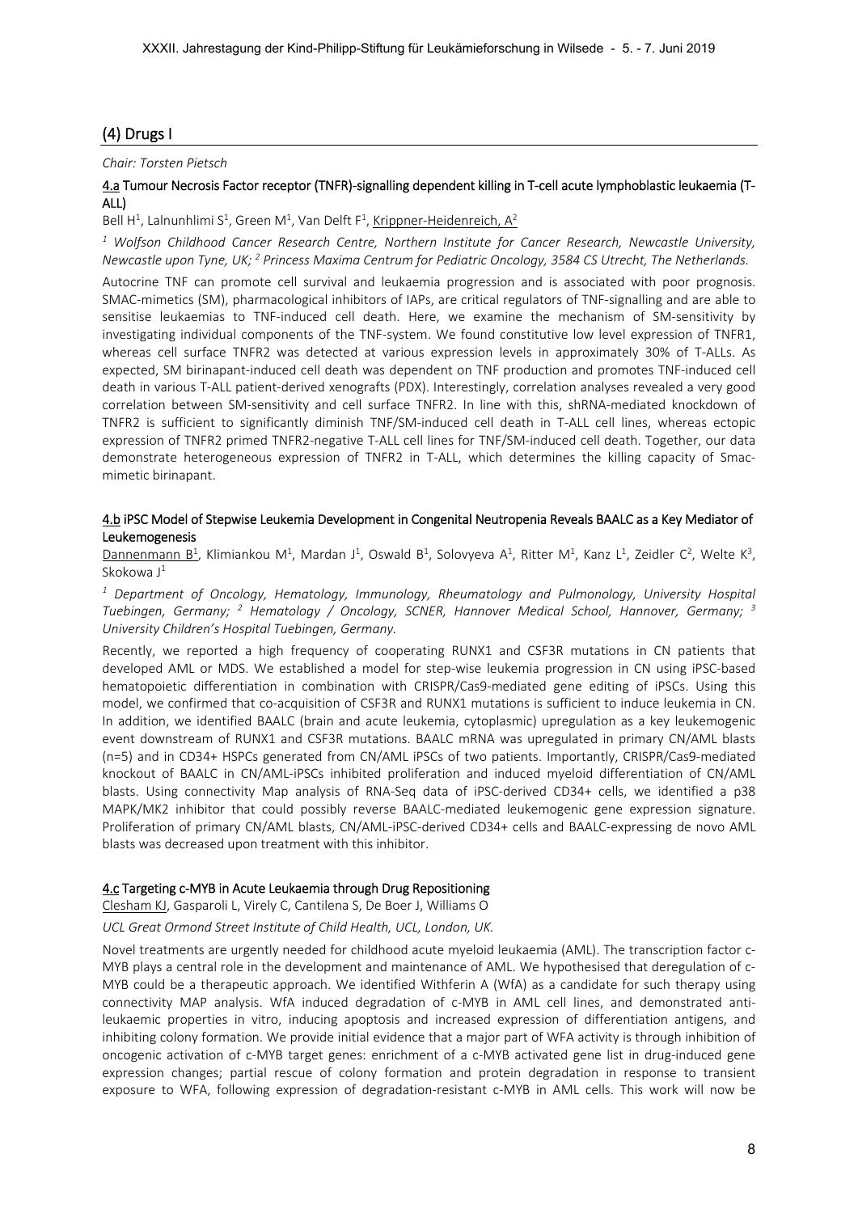## (4) Drugs I

*Chair: Torsten Pietsch*

### 4.a Tumour Necrosis Factor receptor (TNFR)-signalling dependent killing in T-cell acute lymphoblastic leukaemia (T-ALL)

Bell H[1], Lalnunhlimi S[1], Green M[1], Van Delft F[1], Krippner-Heidenreich, A[2]

*[1] Wolfson Childhood Cancer Research Centre, Northern Institute for Cancer Research, Newcastle University, Newcastle upon Tyne, UK; [2] Princess Maxima Centrum for Pediatric Oncology, 3584 CS Utrecht, The Netherlands.*

Autocrine TNF can promote cell survival and leukaemia progression and is associated with poor prognosis. SMAC-mimetics (SM), pharmacological inhibitors of IAPs, are critical regulators of TNF-signalling and are able to sensitise leukaemias to TNF-induced cell death. Here, we examine the mechanism of SM-sensitivity by investigating individual components of the TNF-system. We found constitutive low level expression of TNFR1, whereas cell surface TNFR2 was detected at various expression levels in approximately 30% of T-ALLs. As expected, SM birinapant-induced cell death was dependent on TNF production and promotes TNF-induced cell death in various T-ALL patient-derived xenografts (PDX). Interestingly, correlation analyses revealed a very good correlation between SM-sensitivity and cell surface TNFR2. In line with this, shRNA-mediated knockdown of TNFR2 is sufficient to significantly diminish TNF/SM-induced cell death in T-ALL cell lines, whereas ectopic expression of TNFR2 primed TNFR2-negative T-ALL cell lines for TNF/SM-induced cell death. Together, our data demonstrate heterogeneous expression of TNFR2 in T-ALL, which determines the killing capacity of Smac-mimetic birinapant.

### 4.b iPSC Model of Stepwise Leukemia Development in Congenital Neutropenia Reveals BAALC as a Key Mediator of Leukemogenesis

Dannenmann B[1], Klimiankou M[1], Mardan J[1], Oswald B[1], Solovyeva A[1], Ritter M[1], Kanz L[1], Zeidler C[2], Welte K[3], Skokowa J[1]

*[1] Department of Oncology, Hematology, Immunology, Rheumatology and Pulmonology, University Hospital Tuebingen, Germany; [2] Hematology / Oncology, SCNER, Hannover Medical School, Hannover, Germany; [3] University Children's Hospital Tuebingen, Germany.*

Recently, we reported a high frequency of cooperating RUNX1 and CSF3R mutations in CN patients that developed AML or MDS. We established a model for step-wise leukemia progression in CN using iPSC-based hematopoietic differentiation in combination with CRISPR/Cas9-mediated gene editing of iPSCs. Using this model, we confirmed that co-acquisition of CSF3R and RUNX1 mutations is sufficient to induce leukemia in CN. In addition, we identified BAALC (brain and acute leukemia, cytoplasmic) upregulation as a key leukemogenic event downstream of RUNX1 and CSF3R mutations. BAALC mRNA was upregulated in primary CN/AML blasts (n=5) and in CD34+ HSPCs generated from CN/AML iPSCs of two patients. Importantly, CRISPR/Cas9-mediated knockout of BAALC in CN/AML-iPSCs inhibited proliferation and induced myeloid differentiation of CN/AML blasts. Using connectivity Map analysis of RNA-Seq data of iPSC-derived CD34+ cells, we identified a p38 MAPK/MK2 inhibitor that could possibly reverse BAALC-mediated leukemogenic gene expression signature. Proliferation of primary CN/AML blasts, CN/AML-iPSC-derived CD34+ cells and BAALC-expressing de novo AML blasts was decreased upon treatment with this inhibitor.

### 4.c Targeting c-MYB in Acute Leukaemia through Drug Repositioning

Clesham KJ, Gasparoli L, Virely C, Cantilena S, De Boer J, Williams O

*UCL Great Ormond Street Institute of Child Health, UCL, London, UK.*

Novel treatments are urgently needed for childhood acute myeloid leukaemia (AML). The transcription factor c-MYB plays a central role in the development and maintenance of AML. We hypothesised that deregulation of c-MYB could be a therapeutic approach. We identified Withferin A (WfA) as a candidate for such therapy using connectivity MAP analysis. WfA induced degradation of c-MYB in AML cell lines, and demonstrated anti-leukaemic properties in vitro, inducing apoptosis and increased expression of differentiation antigens, and inhibiting colony formation. We provide initial evidence that a major part of WFA activity is through inhibition of oncogenic activation of c-MYB target genes: enrichment of a c-MYB activated gene list in drug-induced gene expression changes; partial rescue of colony formation and protein degradation in response to transient exposure to WFA, following expression of degradation-resistant c-MYB in AML cells. This work will now be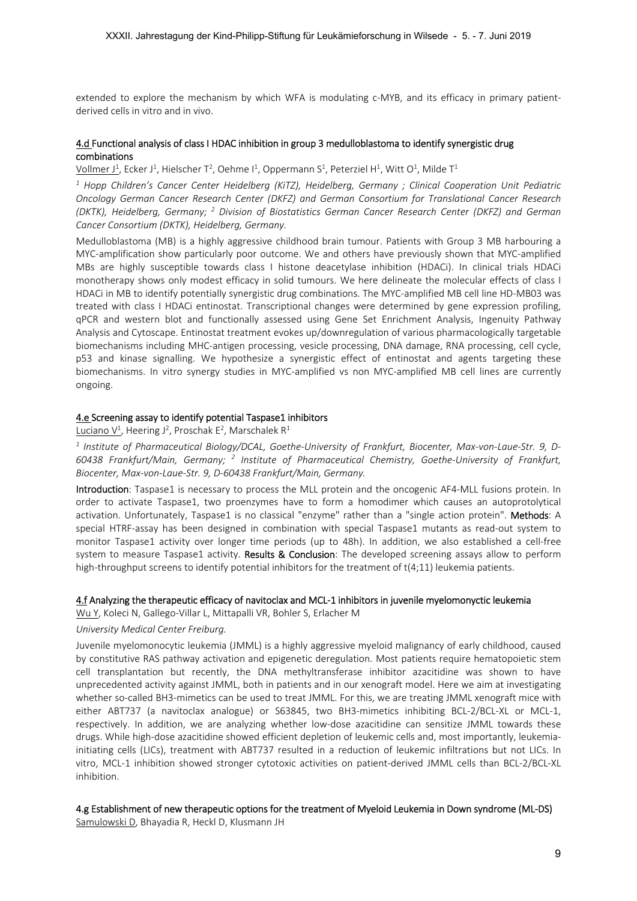extended to explore the mechanism by which WFA is modulating c-MYB, and its efficacy in primary patient-derived cells in vitro and in vivo.

### 4.d Functional analysis of class I HDAC inhibition in group 3 medulloblastoma to identify synergistic drug combinations

Vollmer J[1], Ecker J[1], Hielscher T[2], Oehme I[1], Oppermann S[1], Peterziel H[1], Witt O[1], Milde T[1]

*[1] Hopp Children's Cancer Center Heidelberg (KiTZ), Heidelberg, Germany ; Clinical Cooperation Unit Pediatric Oncology German Cancer Research Center (DKFZ) and German Consortium for Translational Cancer Research (DKTK), Heidelberg, Germany; [2] Division of Biostatistics German Cancer Research Center (DKFZ) and German Cancer Consortium (DKTK), Heidelberg, Germany.*

Medulloblastoma (MB) is a highly aggressive childhood brain tumour. Patients with Group 3 MB harbouring a MYC-amplification show particularly poor outcome. We and others have previously shown that MYC-amplified MBs are highly susceptible towards class I histone deacetylase inhibition (HDACi). In clinical trials HDACi monotherapy shows only modest efficacy in solid tumours. We here delineate the molecular effects of class I HDACi in MB to identify potentially synergistic drug combinations. The MYC-amplified MB cell line HD-MB03 was treated with class I HDACi entinostat. Transcriptional changes were determined by gene expression profiling, qPCR and western blot and functionally assessed using Gene Set Enrichment Analysis, Ingenuity Pathway Analysis and Cytoscape. Entinostat treatment evokes up/downregulation of various pharmacologically targetable biomechanisms including MHC-antigen processing, vesicle processing, DNA damage, RNA processing, cell cycle, p53 and kinase signalling. We hypothesize a synergistic effect of entinostat and agents targeting these biomechanisms. In vitro synergy studies in MYC-amplified vs non MYC-amplified MB cell lines are currently ongoing.

### 4.e Screening assay to identify potential Taspase1 inhibitors

Luciano V[1], Heering J[2], Proschak E[2], Marschalek R[1]

*[1] Institute of Pharmaceutical Biology/DCAL, Goethe-University of Frankfurt, Biocenter, Max-von-Laue-Str. 9, D-60438 Frankfurt/Main, Germany; [2] Institute of Pharmaceutical Chemistry, Goethe-University of Frankfurt, Biocenter, Max-von-Laue-Str. 9, D-60438 Frankfurt/Main, Germany.*

**Introduction**: Taspase1 is necessary to process the MLL protein and the oncogenic AF4-MLL fusions protein. In order to activate Taspase1, two proenzymes have to form a homodimer which causes an autoprotolytical activation. Unfortunately, Taspase1 is no classical "enzyme" rather than a "single action protein". **Methods**: A special HTRF-assay has been designed in combination with special Taspase1 mutants as read-out system to monitor Taspase1 activity over longer time periods (up to 48h). In addition, we also established a cell-free system to measure Taspase1 activity. **Results & Conclusion**: The developed screening assays allow to perform high-throughput screens to identify potential inhibitors for the treatment of t(4;11) leukemia patients.

### 4.f Analyzing the therapeutic efficacy of navitoclax and MCL-1 inhibitors in juvenile myelomonocytic leukemia

Wu Y, Koleci N, Gallego-Villar L, Mittapalli VR, Bohler S, Erlacher M

*University Medical Center Freiburg.*

Juvenile myelomonocytic leukemia (JMML) is a highly aggressive myeloid malignancy of early childhood, caused by constitutive RAS pathway activation and epigenetic deregulation. Most patients require hematopoietic stem cell transplantation but recently, the DNA methyltransferase inhibitor azacitidine was shown to have unprecedented activity against JMML, both in patients and in our xenograft model. Here we aim at investigating whether so-called BH3-mimetics can be used to treat JMML. For this, we are treating JMML xenograft mice with either ABT737 (a navitoclax analogue) or S63845, two BH3-mimetics inhibiting BCL-2/BCL-XL or MCL-1, respectively. In addition, we are analyzing whether low-dose azacitidine can sensitize JMML towards these drugs. While high-dose azacitidine showed efficient depletion of leukemic cells and, most importantly, leukemia-initiating cells (LICs), treatment with ABT737 resulted in a reduction of leukemic infiltrations but not LICs. In vitro, MCL-1 inhibition showed stronger cytotoxic activities on patient-derived JMML cells than BCL-2/BCL-XL inhibition.

### 4.g Establishment of new therapeutic options for the treatment of Myeloid Leukemia in Down syndrome (ML-DS)

Samulowski D, Bhayadia R, Heckl D, Klusmann JH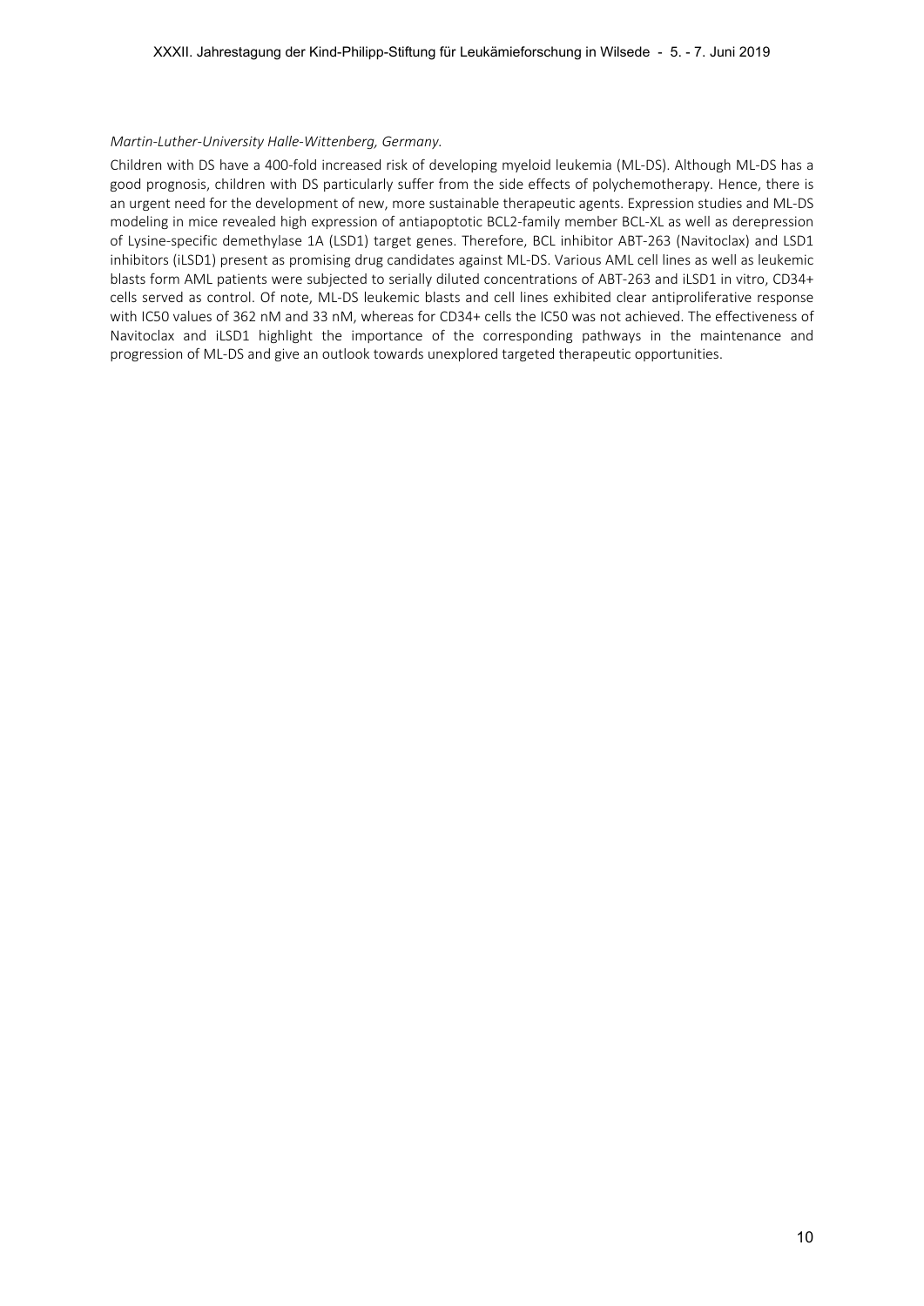*Martin-Luther-University Halle-Wittenberg, Germany.*

Children with DS have a 400-fold increased risk of developing myeloid leukemia (ML-DS). Although ML-DS has a good prognosis, children with DS particularly suffer from the side effects of polychemotherapy. Hence, there is an urgent need for the development of new, more sustainable therapeutic agents. Expression studies and ML-DS modeling in mice revealed high expression of antiapoptotic BCL2-family member BCL-XL as well as derepression of Lysine-specific demethylase 1A (LSD1) target genes. Therefore, BCL inhibitor ABT-263 (Navitoclax) and LSD1 inhibitors (iLSD1) present as promising drug candidates against ML-DS. Various AML cell lines as well as leukemic blasts form AML patients were subjected to serially diluted concentrations of ABT-263 and iLSD1 in vitro, CD34+ cells served as control. Of note, ML-DS leukemic blasts and cell lines exhibited clear antiproliferative response with IC50 values of 362 nM and 33 nM, whereas for CD34+ cells the IC50 was not achieved. The effectiveness of Navitoclax and iLSD1 highlight the importance of the corresponding pathways in the maintenance and progression of ML-DS and give an outlook towards unexplored targeted therapeutic opportunities.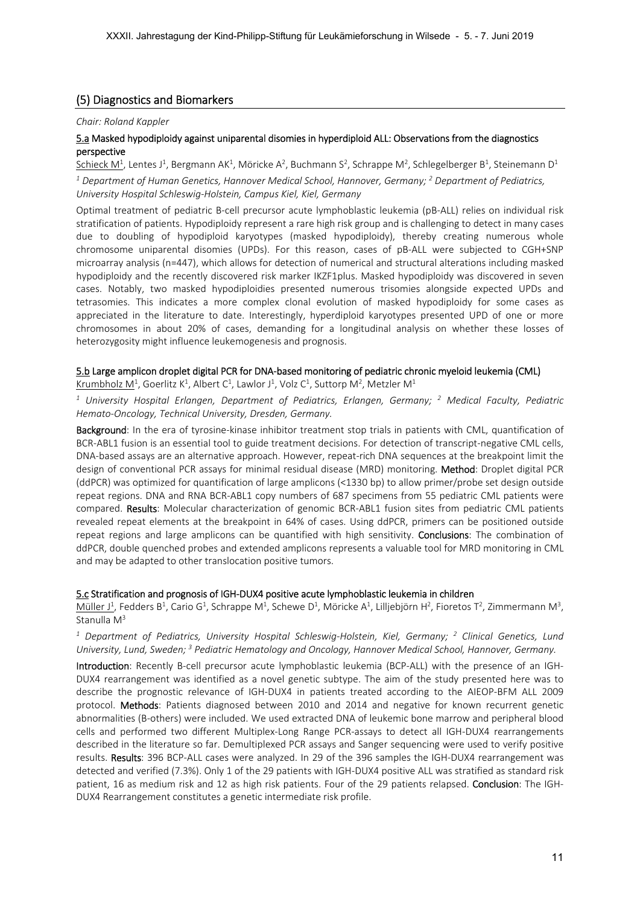## (5) Diagnostics and Biomarkers

*Chair: Roland Kappler*

### 5.a Masked hypodiploidy against uniparental disomies in hyperdiploid ALL: Observations from the diagnostics perspective

Schieck M[1], Lentes J[1], Bergmann AK[1], Möricke A[2], Buchmann S[2], Schrappe M[2], Schlegelberger B[1], Steinemann D[1]

*[1] Department of Human Genetics, Hannover Medical School, Hannover, Germany; [2] Department of Pediatrics, University Hospital Schleswig-Holstein, Campus Kiel, Kiel, Germany*

Optimal treatment of pediatric B-cell precursor acute lymphoblastic leukemia (pB-ALL) relies on individual risk stratification of patients. Hypodiploidy represent a rare high risk group and is challenging to detect in many cases due to doubling of hypodiploid karyotypes (masked hypodiploidy), thereby creating numerous whole chromosome uniparental disomies (UPDs). For this reason, cases of pB-ALL were subjected to CGH+SNP microarray analysis (n=447), which allows for detection of numerical and structural alterations including masked hypodiploidy and the recently discovered risk marker IKZF1plus. Masked hypodiploidy was discovered in seven cases. Notably, two masked hypodiploidies presented numerous trisomies alongside expected UPDs and tetrasomies. This indicates a more complex clonal evolution of masked hypodiploidy for some cases as appreciated in the literature to date. Interestingly, hyperdiploid karyotypes presented UPD of one or more chromosomes in about 20% of cases, demanding for a longitudinal analysis on whether these losses of heterozygosity might influence leukemogenesis and prognosis.

### 5.b Large amplicon droplet digital PCR for DNA-based monitoring of pediatric chronic myeloid leukemia (CML)

Krumbholz M[1], Goerlitz K[1], Albert C[1], Lawlor J[1], Volz C[1], Suttorp M[2], Metzler M[1]

*[1] University Hospital Erlangen, Department of Pediatrics, Erlangen, Germany; [2] Medical Faculty, Pediatric Hemato-Oncology, Technical University, Dresden, Germany.*

**Background**: In the era of tyrosine-kinase inhibitor treatment stop trials in patients with CML, quantification of BCR-ABL1 fusion is an essential tool to guide treatment decisions. For detection of transcript-negative CML cells, DNA-based assays are an alternative approach. However, repeat-rich DNA sequences at the breakpoint limit the design of conventional PCR assays for minimal residual disease (MRD) monitoring. **Method**: Droplet digital PCR (ddPCR) was optimized for quantification of large amplicons (<1330 bp) to allow primer/probe set design outside repeat regions. DNA and RNA BCR-ABL1 copy numbers of 687 specimens from 55 pediatric CML patients were compared. **Results**: Molecular characterization of genomic BCR-ABL1 fusion sites from pediatric CML patients revealed repeat elements at the breakpoint in 64% of cases. Using ddPCR, primers can be positioned outside repeat regions and large amplicons can be quantified with high sensitivity. **Conclusions**: The combination of ddPCR, double quenched probes and extended amplicons represents a valuable tool for MRD monitoring in CML and may be adapted to other translocation positive tumors.

### 5.c Stratification and prognosis of IGH-DUX4 positive acute lymphoblastic leukemia in children

Müller J[1], Fedders B[1], Cario G[1], Schrappe M[1], Schewe D[1], Möricke A[1], Lilljebjörn H[2], Fioretos T[2], Zimmermann M[3], Stanulla M[3]

*[1] Department of Pediatrics, University Hospital Schleswig-Holstein, Kiel, Germany; [2] Clinical Genetics, Lund University, Lund, Sweden; [3] Pediatric Hematology and Oncology, Hannover Medical School, Hannover, Germany.*

**Introduction**: Recently B-cell precursor acute lymphoblastic leukemia (BCP-ALL) with the presence of an IGH-DUX4 rearrangement was identified as a novel genetic subtype. The aim of the study presented here was to describe the prognostic relevance of IGH-DUX4 in patients treated according to the AIEOP-BFM ALL 2009 protocol. **Methods**: Patients diagnosed between 2010 and 2014 and negative for known recurrent genetic abnormalities (B-others) were included. We used extracted DNA of leukemic bone marrow and peripheral blood cells and performed two different Multiplex-Long Range PCR-assays to detect all IGH-DUX4 rearrangements described in the literature so far. Demultiplexed PCR assays and Sanger sequencing were used to verify positive results. **Results**: 396 BCP-ALL cases were analyzed. In 29 of the 396 samples the IGH-DUX4 rearrangement was detected and verified (7.3%). Only 1 of the 29 patients with IGH-DUX4 positive ALL was stratified as standard risk patient, 16 as medium risk and 12 as high risk patients. Four of the 29 patients relapsed. **Conclusion**: The IGH-DUX4 Rearrangement constitutes a genetic intermediate risk profile.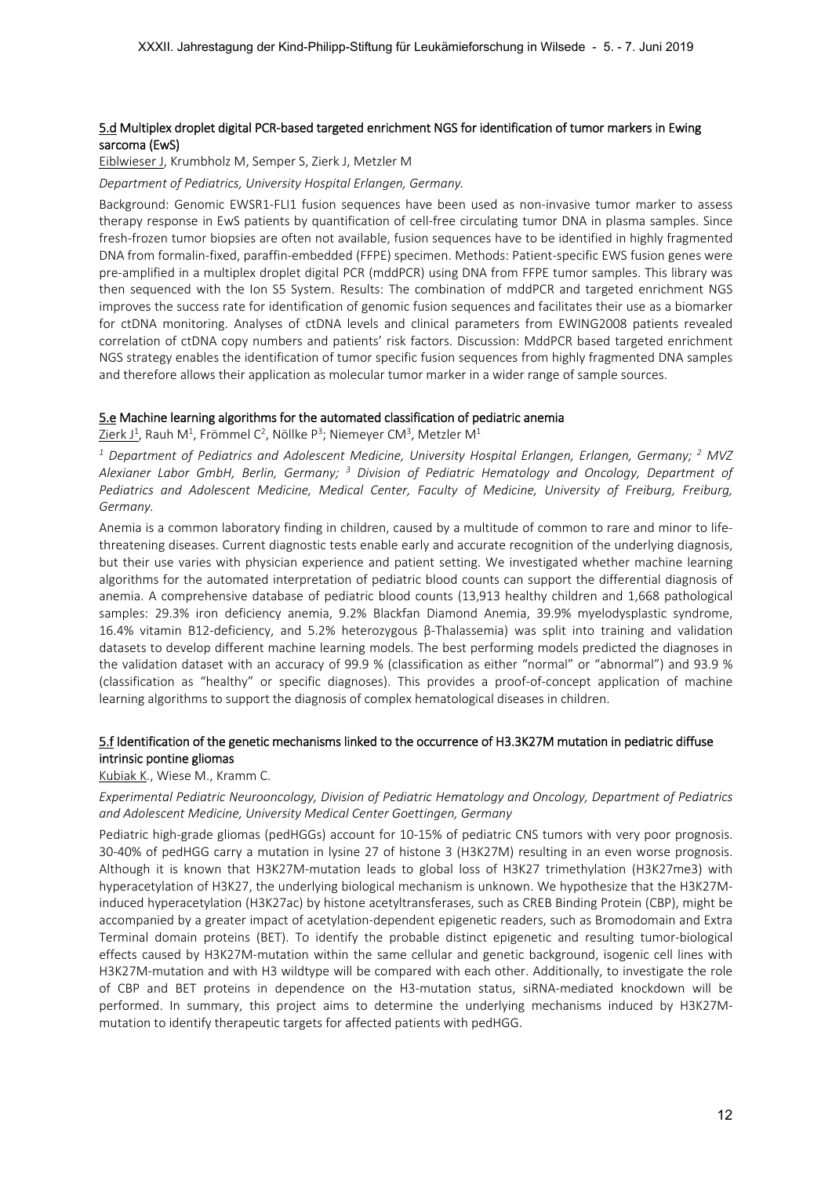### 5.d Multiplex droplet digital PCR-based targeted enrichment NGS for identification of tumor markers in Ewing sarcoma (EwS)

Eiblwieser J, Krumbholz M, Semper S, Zierk J, Metzler M

*Department of Pediatrics, University Hospital Erlangen, Germany.*

Background: Genomic EWSR1-FLI1 fusion sequences have been used as non-invasive tumor marker to assess therapy response in EwS patients by quantification of cell-free circulating tumor DNA in plasma samples. Since fresh-frozen tumor biopsies are often not available, fusion sequences have to be identified in highly fragmented DNA from formalin-fixed, paraffin-embedded (FFPE) specimen. Methods: Patient-specific EWS fusion genes were pre-amplified in a multiplex droplet digital PCR (mddPCR) using DNA from FFPE tumor samples. This library was then sequenced with the Ion S5 System. Results: The combination of mddPCR and targeted enrichment NGS improves the success rate for identification of genomic fusion sequences and facilitates their use as a biomarker for ctDNA monitoring. Analyses of ctDNA levels and clinical parameters from EWING2008 patients revealed correlation of ctDNA copy numbers and patients' risk factors. Discussion: MddPCR based targeted enrichment NGS strategy enables the identification of tumor specific fusion sequences from highly fragmented DNA samples and therefore allows their application as molecular tumor marker in a wider range of sample sources.

### 5.e Machine learning algorithms for the automated classification of pediatric anemia

Zierk J[1], Rauh M[1], Frömmel C[2], Nöllke P[3]; Niemeyer CM[3], Metzler M[1]

*[1] Department of Pediatrics and Adolescent Medicine, University Hospital Erlangen, Erlangen, Germany; [2] MVZ Alexianer Labor GmbH, Berlin, Germany; [3] Division of Pediatric Hematology and Oncology, Department of Pediatrics and Adolescent Medicine, Medical Center, Faculty of Medicine, University of Freiburg, Freiburg, Germany.*

Anemia is a common laboratory finding in children, caused by a multitude of common to rare and minor to life-threatening diseases. Current diagnostic tests enable early and accurate recognition of the underlying diagnosis, but their use varies with physician experience and patient setting. We investigated whether machine learning algorithms for the automated interpretation of pediatric blood counts can support the differential diagnosis of anemia. A comprehensive database of pediatric blood counts (13,913 healthy children and 1,668 pathological samples: 29.3% iron deficiency anemia, 9.2% Blackfan Diamond Anemia, 39.9% myelodysplastic syndrome, 16.4% vitamin B12-deficiency, and 5.2% heterozygous β-Thalassemia) was split into training and validation datasets to develop different machine learning models. The best performing models predicted the diagnoses in the validation dataset with an accuracy of 99.9 % (classification as either "normal" or "abnormal") and 93.9 % (classification as "healthy" or specific diagnoses). This provides a proof-of-concept application of machine learning algorithms to support the diagnosis of complex hematological diseases in children.

### 5.f Identification of the genetic mechanisms linked to the occurrence of H3.3K27M mutation in pediatric diffuse intrinsic pontine gliomas

Kubiak K., Wiese M., Kramm C.

*Experimental Pediatric Neurooncology, Division of Pediatric Hematology and Oncology, Department of Pediatrics and Adolescent Medicine, University Medical Center Goettingen, Germany*

Pediatric high-grade gliomas (pedHGGs) account for 10-15% of pediatric CNS tumors with very poor prognosis. 30-40% of pedHGG carry a mutation in lysine 27 of histone 3 (H3K27M) resulting in an even worse prognosis. Although it is known that H3K27M-mutation leads to global loss of H3K27 trimethylation (H3K27me3) with hyperacetylation of H3K27, the underlying biological mechanism is unknown. We hypothesize that the H3K27M-induced hyperacetylation (H3K27ac) by histone acetyltransferases, such as CREB Binding Protein (CBP), might be accompanied by a greater impact of acetylation-dependent epigenetic readers, such as Bromodomain and Extra Terminal domain proteins (BET). To identify the probable distinct epigenetic and resulting tumor-biological effects caused by H3K27M-mutation within the same cellular and genetic background, isogenic cell lines with H3K27M-mutation and with H3 wildtype will be compared with each other. Additionally, to investigate the role of CBP and BET proteins in dependence on the H3-mutation status, siRNA-mediated knockdown will be performed. In summary, this project aims to determine the underlying mechanisms induced by H3K27M-mutation to identify therapeutic targets for affected patients with pedHGG.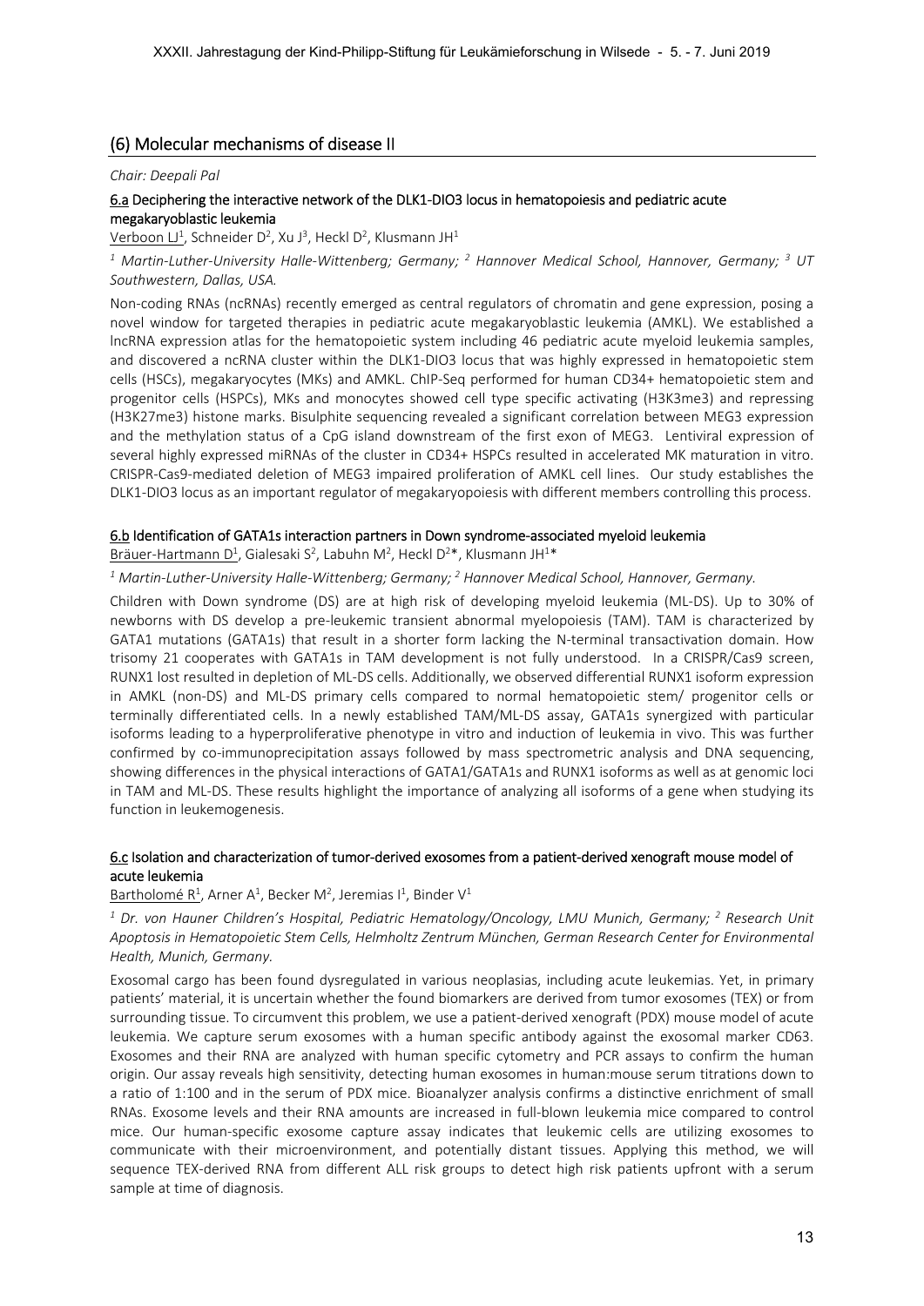## (6) Molecular mechanisms of disease II

*Chair: Deepali Pal*

### 6.a Deciphering the interactive network of the DLK1-DIO3 locus in hematopoiesis and pediatric acute megakaryoblastic leukemia

Verboon LJ[1], Schneider D[2], Xu J[3], Heckl D[2], Klusmann JH[1]

*[1] Martin-Luther-University Halle-Wittenberg; Germany; [2] Hannover Medical School, Hannover, Germany; [3] UT Southwestern, Dallas, USA.*

Non-coding RNAs (ncRNAs) recently emerged as central regulators of chromatin and gene expression, posing a novel window for targeted therapies in pediatric acute megakaryoblastic leukemia (AMKL). We established a lncRNA expression atlas for the hematopoietic system including 46 pediatric acute myeloid leukemia samples, and discovered a ncRNA cluster within the DLK1-DIO3 locus that was highly expressed in hematopoietic stem cells (HSCs), megakaryocytes (MKs) and AMKL. ChIP-Seq performed for human CD34+ hematopoietic stem and progenitor cells (HSPCs), MKs and monocytes showed cell type specific activating (H3K3me3) and repressing (H3K27me3) histone marks. Bisulphite sequencing revealed a significant correlation between MEG3 expression and the methylation status of a CpG island downstream of the first exon of MEG3. Lentiviral expression of several highly expressed miRNAs of the cluster in CD34+ HSPCs resulted in accelerated MK maturation in vitro. CRISPR-Cas9-mediated deletion of MEG3 impaired proliferation of AMKL cell lines. Our study establishes the DLK1-DIO3 locus as an important regulator of megakaryopoiesis with different members controlling this process.

### 6.b Identification of GATA1s interaction partners in Down syndrome-associated myeloid leukemia

Bräuer-Hartmann D[1], Gialesaki S[2], Labuhn M[2], Heckl D[2]*, Klusmann JH[1]*

*[1] Martin-Luther-University Halle-Wittenberg; Germany; [2] Hannover Medical School, Hannover, Germany.*

Children with Down syndrome (DS) are at high risk of developing myeloid leukemia (ML-DS). Up to 30% of newborns with DS develop a pre-leukemic transient abnormal myelopoiesis (TAM). TAM is characterized by GATA1 mutations (GATA1s) that result in a shorter form lacking the N-terminal transactivation domain. How trisomy 21 cooperates with GATA1s in TAM development is not fully understood. In a CRISPR/Cas9 screen, RUNX1 lost resulted in depletion of ML-DS cells. Additionally, we observed differential RUNX1 isoform expression in AMKL (non-DS) and ML-DS primary cells compared to normal hematopoietic stem/ progenitor cells or terminally differentiated cells. In a newly established TAM/ML-DS assay, GATA1s synergized with particular isoforms leading to a hyperproliferative phenotype in vitro and induction of leukemia in vivo. This was further confirmed by co-immunoprecipitation assays followed by mass spectrometric analysis and DNA sequencing, showing differences in the physical interactions of GATA1/GATA1s and RUNX1 isoforms as well as at genomic loci in TAM and ML-DS. These results highlight the importance of analyzing all isoforms of a gene when studying its function in leukemogenesis.

### 6.c Isolation and characterization of tumor-derived exosomes from a patient-derived xenograft mouse model of acute leukemia

Bartholomé R[1], Arner A[1], Becker M[2], Jeremias I[1], Binder V[1]

*[1] Dr. von Hauner Children's Hospital, Pediatric Hematology/Oncology, LMU Munich, Germany; [2] Research Unit Apoptosis in Hematopoietic Stem Cells, Helmholtz Zentrum München, German Research Center for Environmental Health, Munich, Germany.*

Exosomal cargo has been found dysregulated in various neoplasias, including acute leukemias. Yet, in primary patients' material, it is uncertain whether the found biomarkers are derived from tumor exosomes (TEX) or from surrounding tissue. To circumvent this problem, we use a patient-derived xenograft (PDX) mouse model of acute leukemia. We capture serum exosomes with a human specific antibody against the exosomal marker CD63. Exosomes and their RNA are analyzed with human specific cytometry and PCR assays to confirm the human origin. Our assay reveals high sensitivity, detecting human exosomes in human:mouse serum titrations down to a ratio of 1:100 and in the serum of PDX mice. Bioanalyzer analysis confirms a distinctive enrichment of small RNAs. Exosome levels and their RNA amounts are increased in full-blown leukemia mice compared to control mice. Our human-specific exosome capture assay indicates that leukemic cells are utilizing exosomes to communicate with their microenvironment, and potentially distant tissues. Applying this method, we will sequence TEX-derived RNA from different ALL risk groups to detect high risk patients upfront with a serum sample at time of diagnosis.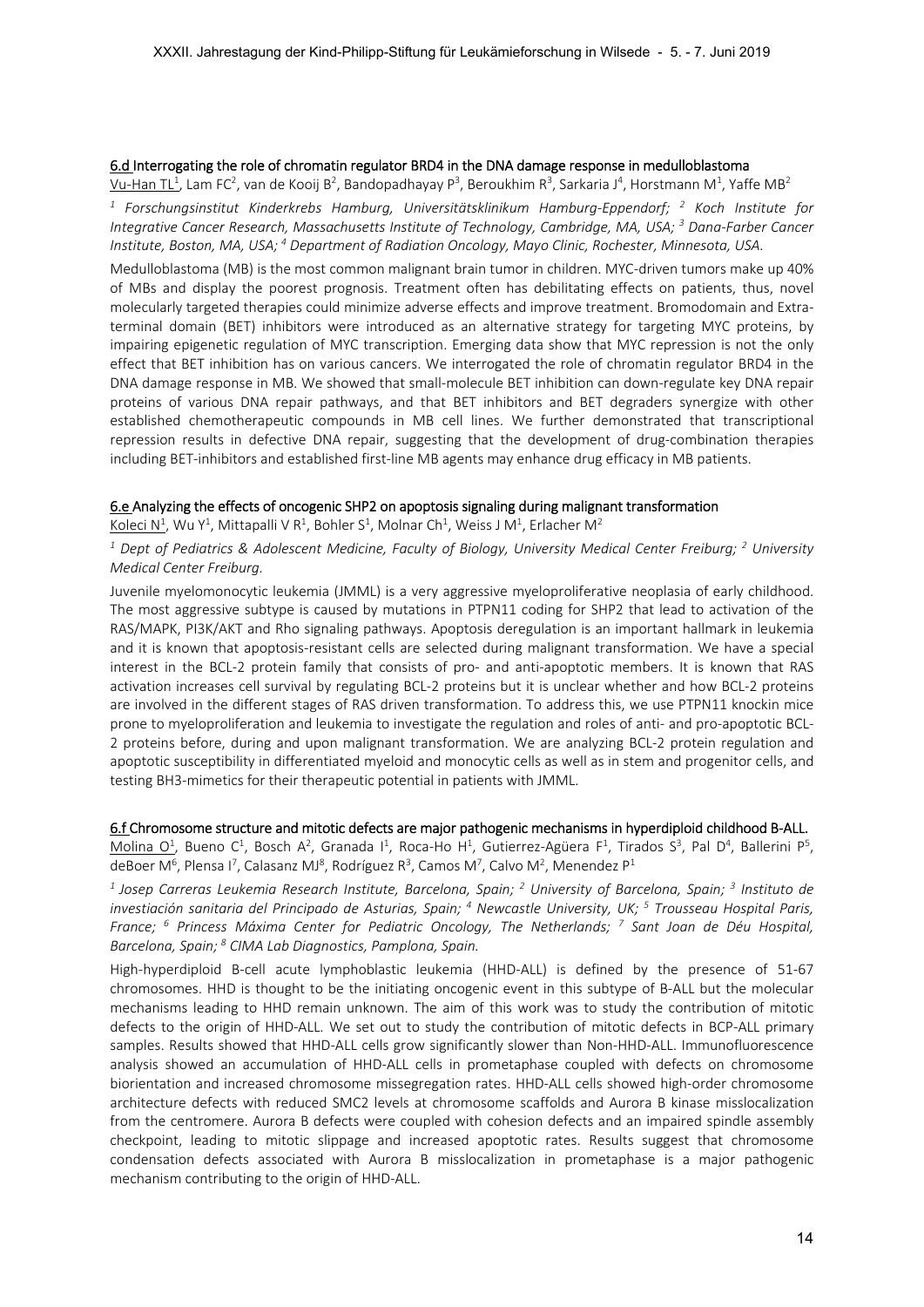### 6.d Interrogating the role of chromatin regulator BRD4 in the DNA damage response in medulloblastoma

Vu-Han TL[1], Lam FC[2], van de Kooij B[2], Bandopadhayay P[3], Beroukhim R[3], Sarkaria J[4], Horstmann M[1], Yaffe MB[2]

*[1] Forschungsinstitut Kinderkrebs Hamburg, Universitätsklinikum Hamburg-Eppendorf; [2] Koch Institute for Integrative Cancer Research, Massachusetts Institute of Technology, Cambridge, MA, USA; [3] Dana-Farber Cancer Institute, Boston, MA, USA; [4] Department of Radiation Oncology, Mayo Clinic, Rochester, Minnesota, USA.*

Medulloblastoma (MB) is the most common malignant brain tumor in children. MYC-driven tumors make up 40% of MBs and display the poorest prognosis. Treatment often has debilitating effects on patients, thus, novel molecularly targeted therapies could minimize adverse effects and improve treatment. Bromodomain and Extra-terminal domain (BET) inhibitors were introduced as an alternative strategy for targeting MYC proteins, by impairing epigenetic regulation of MYC transcription. Emerging data show that MYC repression is not the only effect that BET inhibition has on various cancers. We interrogated the role of chromatin regulator BRD4 in the DNA damage response in MB. We showed that small-molecule BET inhibition can down-regulate key DNA repair proteins of various DNA repair pathways, and that BET inhibitors and BET degraders synergize with other established chemotherapeutic compounds in MB cell lines. We further demonstrated that transcriptional repression results in defective DNA repair, suggesting that the development of drug-combination therapies including BET-inhibitors and established first-line MB agents may enhance drug efficacy in MB patients.

### 6.e Analyzing the effects of oncogenic SHP2 on apoptosis signaling during malignant transformation

Koleci N[1], Wu Y[1], Mittapalli V R[1], Bohler S[1], Molnar Ch[1], Weiss J M[1], Erlacher M[2]

*[1] Dept of Pediatrics & Adolescent Medicine, Faculty of Biology, University Medical Center Freiburg; [2] University Medical Center Freiburg.*

Juvenile myelomonocytic leukemia (JMML) is a very aggressive myeloproliferative neoplasia of early childhood. The most aggressive subtype is caused by mutations in PTPN11 coding for SHP2 that lead to activation of the RAS/MAPK, PI3K/AKT and Rho signaling pathways. Apoptosis deregulation is an important hallmark in leukemia and it is known that apoptosis-resistant cells are selected during malignant transformation. We have a special interest in the BCL-2 protein family that consists of pro- and anti-apoptotic members. It is known that RAS activation increases cell survival by regulating BCL-2 proteins but it is unclear whether and how BCL-2 proteins are involved in the different stages of RAS driven transformation. To address this, we use PTPN11 knockin mice prone to myeloproliferation and leukemia to investigate the regulation and roles of anti- and pro-apoptotic BCL-2 proteins before, during and upon malignant transformation. We are analyzing BCL-2 protein regulation and apoptotic susceptibility in differentiated myeloid and monocytic cells as well as in stem and progenitor cells, and testing BH3-mimetics for their therapeutic potential in patients with JMML.

### 6.f Chromosome structure and mitotic defects are major pathogenic mechanisms in hyperdiploid childhood B-ALL.

Molina O[1], Bueno C[1], Bosch A[2], Granada I[1], Roca-Ho H[1], Gutierrez-Agüera F[1], Tirados S[3], Pal D[4], Ballerini P[5], deBoer M[6], Plensa I[7], Calasanz MJ[8], Rodríguez R[3], Camos M[7], Calvo M[2], Menendez P[1]

*[1] Josep Carreras Leukemia Research Institute, Barcelona, Spain; [2] University of Barcelona, Spain; [3] Instituto de investiación sanitaria del Principado de Asturias, Spain; [4] Newcastle University, UK; [5] Trousseau Hospital Paris, France; [6] Princess Máxima Center for Pediatric Oncology, The Netherlands; [7] Sant Joan de Déu Hospital, Barcelona, Spain; [8] CIMA Lab Diagnostics, Pamplona, Spain.*

High-hyperdiploid B-cell acute lymphoblastic leukemia (HHD-ALL) is defined by the presence of 51-67 chromosomes. HHD is thought to be the initiating oncogenic event in this subtype of B-ALL but the molecular mechanisms leading to HHD remain unknown. The aim of this work was to study the contribution of mitotic defects to the origin of HHD-ALL. We set out to study the contribution of mitotic defects in BCP-ALL primary samples. Results showed that HHD-ALL cells grow significantly slower than Non-HHD-ALL. Immunofluorescence analysis showed an accumulation of HHD-ALL cells in prometaphase coupled with defects on chromosome biorientation and increased chromosome missegregation rates. HHD-ALL cells showed high-order chromosome architecture defects with reduced SMC2 levels at chromosome scaffolds and Aurora B kinase misslocalization from the centromere. Aurora B defects were coupled with cohesion defects and an impaired spindle assembly checkpoint, leading to mitotic slippage and increased apoptotic rates. Results suggest that chromosome condensation defects associated with Aurora B misslocalization in prometaphase is a major pathogenic mechanism contributing to the origin of HHD-ALL.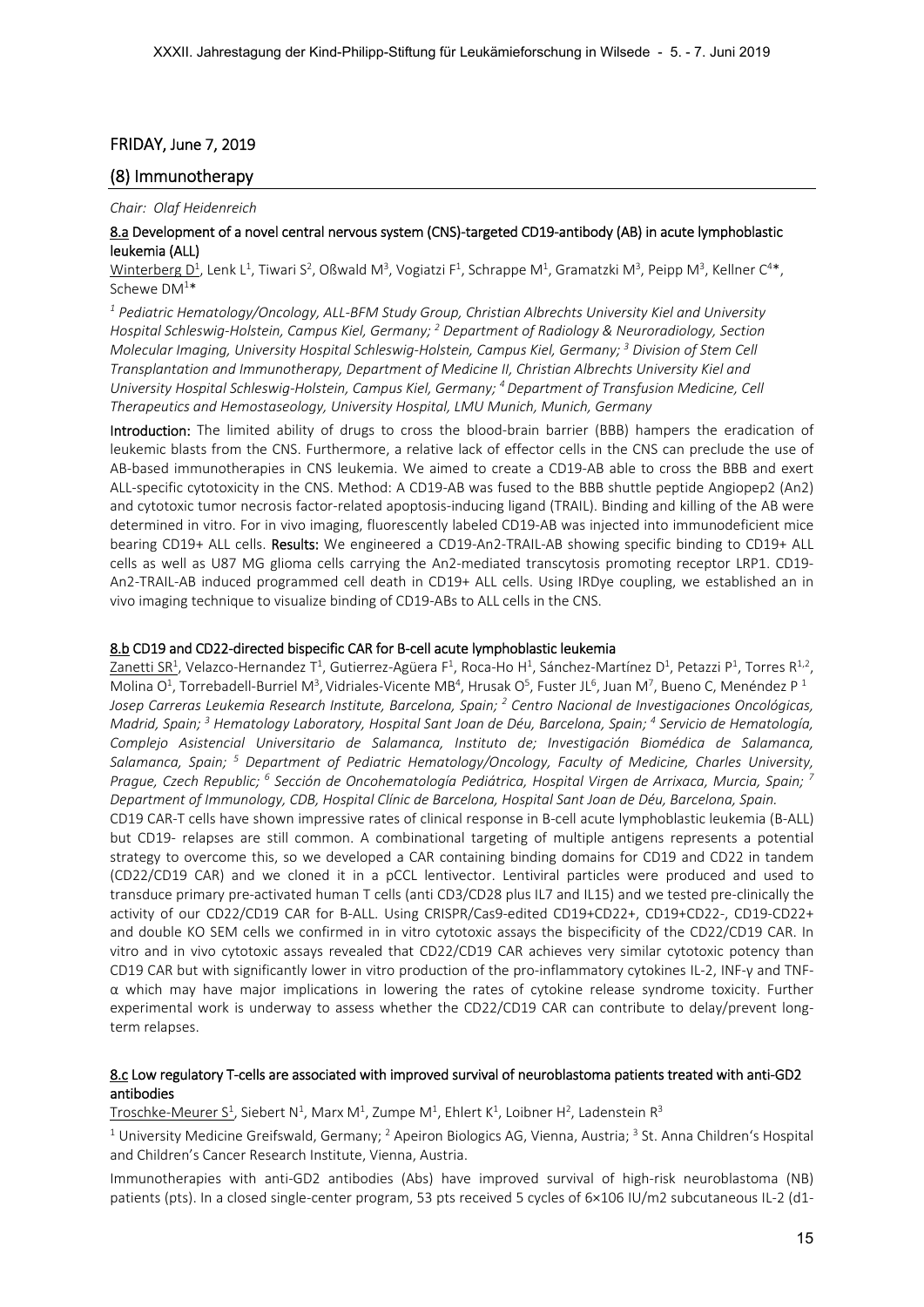## FRIDAY, June 7, 2019

## (8) Immunotherapy

*Chair: Olaf Heidenreich*

### 8.a Development of a novel central nervous system (CNS)-targeted CD19-antibody (AB) in acute lymphoblastic leukemia (ALL)

Winterberg D[1], Lenk L[1], Tiwari S[2], Oßwald M[3], Vogiatzi F[1], Schrappe M[1], Gramatzki M[3], Peipp M[3], Kellner C[4]*, Schewe DM[1]*

*[1] Pediatric Hematology/Oncology, ALL-BFM Study Group, Christian Albrechts University Kiel and University Hospital Schleswig-Holstein, Campus Kiel, Germany; [2] Department of Radiology & Neuroradiology, Section Molecular Imaging, University Hospital Schleswig-Holstein, Campus Kiel, Germany; [3] Division of Stem Cell Transplantation and Immunotherapy, Department of Medicine II, Christian Albrechts University Kiel and University Hospital Schleswig-Holstein, Campus Kiel, Germany; [4] Department of Transfusion Medicine, Cell Therapeutics and Hemostaseology, University Hospital, LMU Munich, Munich, Germany*

**Introduction:** The limited ability of drugs to cross the blood-brain barrier (BBB) hampers the eradication of leukemic blasts from the CNS. Furthermore, a relative lack of effector cells in the CNS can preclude the use of AB-based immunotherapies in CNS leukemia. We aimed to create a CD19-AB able to cross the BBB and exert ALL-specific cytotoxicity in the CNS. Method: A CD19-AB was fused to the BBB shuttle peptide Angiopep2 (An2) and cytotoxic tumor necrosis factor-related apoptosis-inducing ligand (TRAIL). Binding and killing of the AB were determined in vitro. For in vivo imaging, fluorescently labeled CD19-AB was injected into immunodeficient mice bearing CD19+ ALL cells. **Results:** We engineered a CD19-An2-TRAIL-AB showing specific binding to CD19+ ALL cells as well as U87 MG glioma cells carrying the An2-mediated transcytosis promoting receptor LRP1. CD19-An2-TRAIL-AB induced programmed cell death in CD19+ ALL cells. Using IRDye coupling, we established an in vivo imaging technique to visualize binding of CD19-ABs to ALL cells in the CNS.

### 8.b CD19 and CD22-directed bispecific CAR for B-cell acute lymphoblastic leukemia

Zanetti SR[1], Velazco-Hernandez T[1], Gutierrez-Agüera F[1], Roca-Ho H[1], Sánchez-Martínez D[1], Petazzi P[1], Torres R[1,2], Molina O[1], Torrebadell-Burriel M[3], Vidriales-Vicente MB[4], Hrusak O[5], Fuster JL[6], Juan M[7], Bueno C, Menéndez P [1]
*Josep Carreras Leukemia Research Institute, Barcelona, Spain; [2] Centro Nacional de Investigaciones Oncológicas, Madrid, Spain; [3] Hematology Laboratory, Hospital Sant Joan de Déu, Barcelona, Spain; [4] Servicio de Hematología, Complejo Asistencial Universitario de Salamanca, Instituto de; Investigación Biomédica de Salamanca, Salamanca, Spain; [5] Department of Pediatric Hematology/Oncology, Faculty of Medicine, Charles University, Prague, Czech Republic; [6] Sección de Oncohematología Pediátrica, Hospital Virgen de Arrixaca, Murcia, Spain; [7] Department of Immunology, CDB, Hospital Clínic de Barcelona, Hospital Sant Joan de Déu, Barcelona, Spain.*

CD19 CAR-T cells have shown impressive rates of clinical response in B-cell acute lymphoblastic leukemia (B-ALL) but CD19- relapses are still common. A combinational targeting of multiple antigens represents a potential strategy to overcome this, so we developed a CAR containing binding domains for CD19 and CD22 in tandem (CD22/CD19 CAR) and we cloned it in a pCCL lentivector. Lentiviral particles were produced and used to transduce primary pre-activated human T cells (anti CD3/CD28 plus IL7 and IL15) and we tested pre-clinically the activity of our CD22/CD19 CAR for B-ALL. Using CRISPR/Cas9-edited CD19+CD22+, CD19+CD22-, CD19-CD22+ and double KO SEM cells we confirmed in in vitro cytotoxic assays the bispecificity of the CD22/CD19 CAR. In vitro and in vivo cytotoxic assays revealed that CD22/CD19 CAR achieves very similar cytotoxic potency than CD19 CAR but with significantly lower in vitro production of the pro-inflammatory cytokines IL-2, INF-γ and TNF-α which may have major implications in lowering the rates of cytokine release syndrome toxicity. Further experimental work is underway to assess whether the CD22/CD19 CAR can contribute to delay/prevent long-term relapses.

### 8.c Low regulatory T-cells are associated with improved survival of neuroblastoma patients treated with anti-GD2 antibodies

Troschke-Meurer S[1], Siebert N[1], Marx M[1], Zumpe M[1], Ehlert K[1], Loibner H[2], Ladenstein R[3]

[1] University Medicine Greifswald, Germany; [2] Apeiron Biologics AG, Vienna, Austria; [3] St. Anna Children's Hospital and Children's Cancer Research Institute, Vienna, Austria.

Immunotherapies with anti-GD2 antibodies (Abs) have improved survival of high-risk neuroblastoma (NB) patients (pts). In a closed single-center program, 53 pts received 5 cycles of 6×106 IU/m2 subcutaneous IL-2 (d1-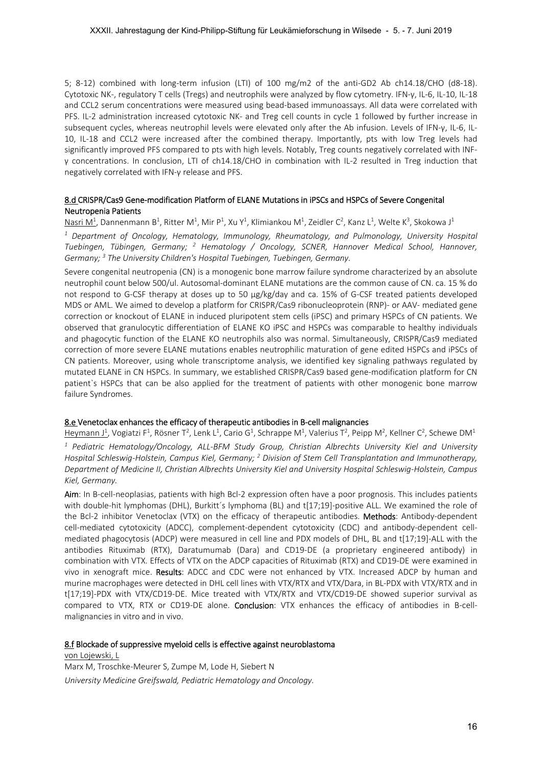5; 8-12) combined with long-term infusion (LTI) of 100 mg/m2 of the anti-GD2 Ab ch14.18/CHO (d8-18). Cytotoxic NK-, regulatory T cells (Tregs) and neutrophils were analyzed by flow cytometry. IFN-γ, IL-6, IL-10, IL-18 and CCL2 serum concentrations were measured using bead-based immunoassays. All data were correlated with PFS. IL-2 administration increased cytotoxic NK- and Treg cell counts in cycle 1 followed by further increase in subsequent cycles, whereas neutrophil levels were elevated only after the Ab infusion. Levels of IFN-γ, IL-6, IL-10, IL-18 and CCL2 were increased after the combined therapy. Importantly, pts with low Treg levels had significantly improved PFS compared to pts with high levels. Notably, Treg counts negatively correlated with INF-γ concentrations. In conclusion, LTI of ch14.18/CHO in combination with IL-2 resulted in Treg induction that negatively correlated with IFN-γ release and PFS.

### 8.d CRISPR/Cas9 Gene-modification Platform of ELANE Mutations in iPSCs and HSPCs of Severe Congenital Neutropenia Patients

Nasri M[1], Dannenmann B[1], Ritter M[1], Mir P[1], Xu Y[1], Klimiankou M[1], Zeidler C[2], Kanz L[1], Welte K[3], Skokowa J[1]

*[1] Department of Oncology, Hematology, Immunology, Rheumatology, and Pulmonology, University Hospital Tuebingen, Tübingen, Germany; [2] Hematology / Oncology, SCNER, Hannover Medical School, Hannover, Germany; [3] The University Children's Hospital Tuebingen, Tuebingen, Germany.*

Severe congenital neutropenia (CN) is a monogenic bone marrow failure syndrome characterized by an absolute neutrophil count below 500/ul. Autosomal-dominant ELANE mutations are the common cause of CN. ca. 15 % do not respond to G-CSF therapy at doses up to 50 µg/kg/day and ca. 15% of G-CSF treated patients developed MDS or AML. We aimed to develop a platform for CRISPR/Cas9 ribonucleoprotein (RNP)- or AAV- mediated gene correction or knockout of ELANE in induced pluripotent stem cells (iPSC) and primary HSPCs of CN patients. We observed that granulocytic differentiation of ELANE KO iPSC and HSPCs was comparable to healthy individuals and phagocytic function of the ELANE KO neutrophils also was normal. Simultaneously, CRISPR/Cas9 mediated correction of more severe ELANE mutations enables neutrophilic maturation of gene edited HSPCs and iPSCs of CN patients. Moreover, using whole transcriptome analysis, we identified key signaling pathways regulated by mutated ELANE in CN HSPCs. In summary, we established CRISPR/Cas9 based gene-modification platform for CN patient`s HSPCs that can be also applied for the treatment of patients with other monogenic bone marrow failure Syndromes.

### 8.e Venetoclax enhances the efficacy of therapeutic antibodies in B-cell malignancies

Heymann J[1], Vogiatzi F[1], Rösner T[2], Lenk L[1], Cario G[1], Schrappe M[1], Valerius T[2], Peipp M[2], Kellner C[2], Schewe DM[1]

*[1] Pediatric Hematology/Oncology, ALL-BFM Study Group, Christian Albrechts University Kiel and University Hospital Schleswig-Holstein, Campus Kiel, Germany; [2] Division of Stem Cell Transplantation and Immunotherapy, Department of Medicine II, Christian Albrechts University Kiel and University Hospital Schleswig-Holstein, Campus Kiel, Germany.*

**Aim**: In B-cell-neoplasias, patients with high Bcl-2 expression often have a poor prognosis. This includes patients with double-hit lymphomas (DHL), Burkitt´s lymphoma (BL) and t[17;19]-positive ALL. We examined the role of the Bcl-2 inhibitor Venetoclax (VTX) on the efficacy of therapeutic antibodies. **Methods**: Antibody-dependent cell-mediated cytotoxicity (ADCC), complement-dependent cytotoxicity (CDC) and antibody-dependent cell-mediated phagocytosis (ADCP) were measured in cell line and PDX models of DHL, BL and t[17;19]-ALL with the antibodies Rituximab (RTX), Daratumumab (Dara) and CD19-DE (a proprietary engineered antibody) in combination with VTX. Effects of VTX on the ADCP capacities of Rituximab (RTX) and CD19-DE were examined in vivo in xenograft mice. **Results**: ADCC and CDC were not enhanced by VTX. Increased ADCP by human and murine macrophages were detected in DHL cell lines with VTX/RTX and VTX/Dara, in BL-PDX with VTX/RTX and in t[17;19]-PDX with VTX/CD19-DE. Mice treated with VTX/RTX and VTX/CD19-DE showed superior survival as compared to VTX, RTX or CD19-DE alone. **Conclusion**: VTX enhances the efficacy of antibodies in B-cell-malignancies in vitro and in vivo.

### 8.f Blockade of suppressive myeloid cells is effective against neuroblastoma

von Lojewski, L

Marx M, Troschke-Meurer S, Zumpe M, Lode H, Siebert N

*University Medicine Greifswald, Pediatric Hematology and Oncology.*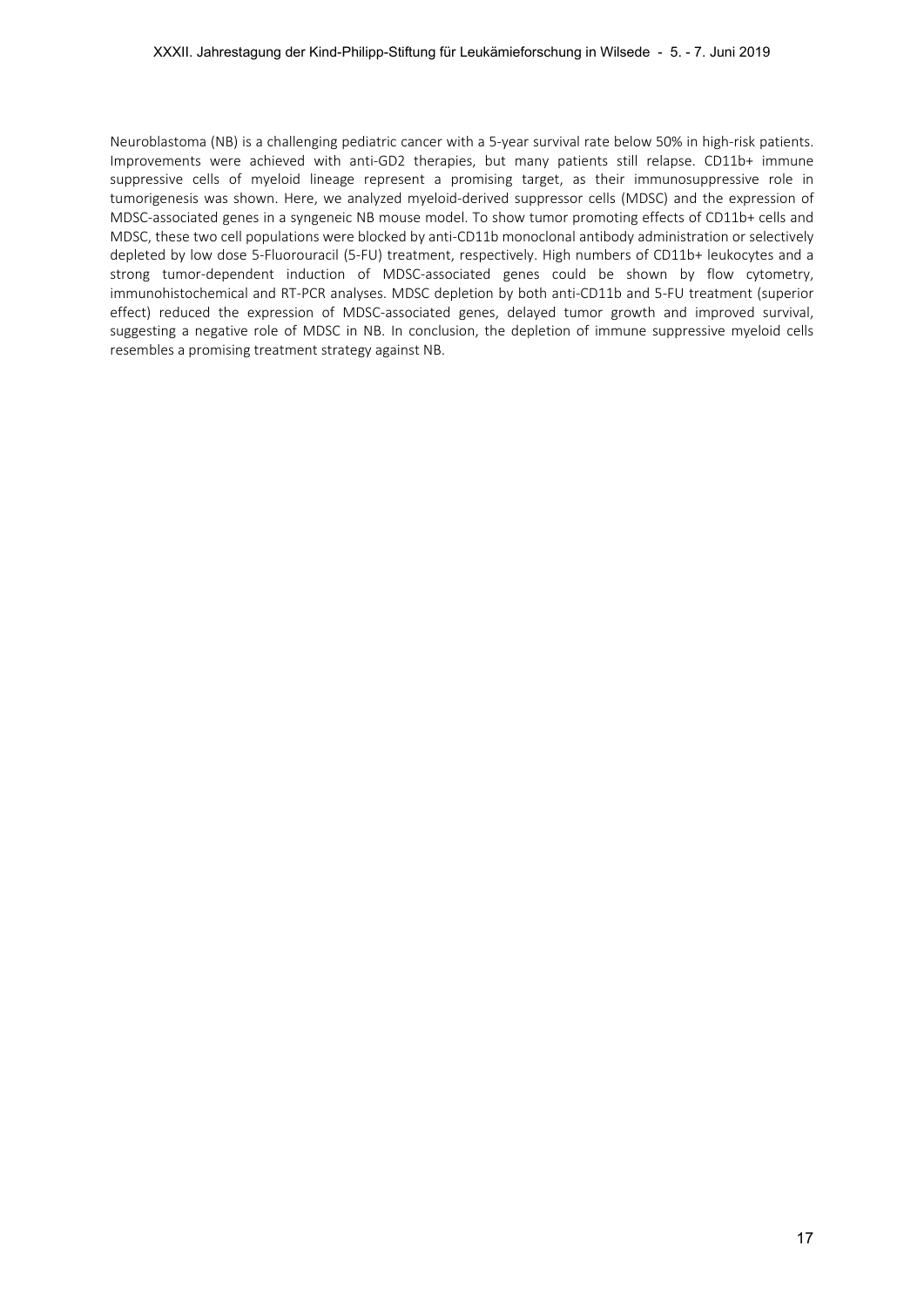Neuroblastoma (NB) is a challenging pediatric cancer with a 5-year survival rate below 50% in high-risk patients. Improvements were achieved with anti-GD2 therapies, but many patients still relapse. CD11b+ immune suppressive cells of myeloid lineage represent a promising target, as their immunosuppressive role in tumorigenesis was shown. Here, we analyzed myeloid-derived suppressor cells (MDSC) and the expression of MDSC-associated genes in a syngeneic NB mouse model. To show tumor promoting effects of CD11b+ cells and MDSC, these two cell populations were blocked by anti-CD11b monoclonal antibody administration or selectively depleted by low dose 5-Fluorouracil (5-FU) treatment, respectively. High numbers of CD11b+ leukocytes and a strong tumor-dependent induction of MDSC-associated genes could be shown by flow cytometry, immunohistochemical and RT-PCR analyses. MDSC depletion by both anti-CD11b and 5-FU treatment (superior effect) reduced the expression of MDSC-associated genes, delayed tumor growth and improved survival, suggesting a negative role of MDSC in NB. In conclusion, the depletion of immune suppressive myeloid cells resembles a promising treatment strategy against NB.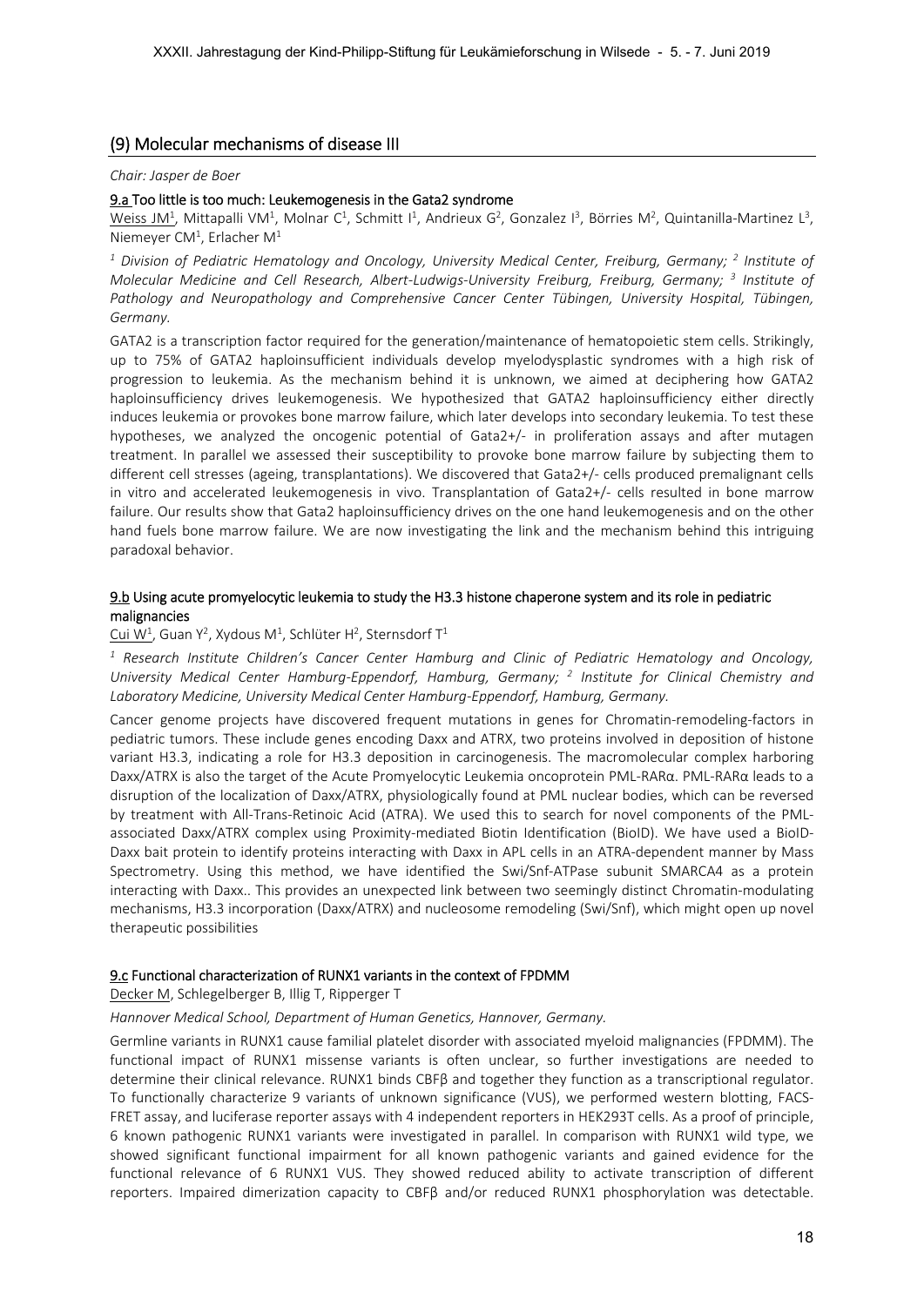## (9) Molecular mechanisms of disease III

*Chair: Jasper de Boer*

### 9.a Too little is too much: Leukemogenesis in the Gata2 syndrome

Weiss JM[1], Mittapalli VM[1], Molnar C[1], Schmitt I[1], Andrieux G[2], Gonzalez I[3], Börries M[2], Quintanilla-Martinez L[3], Niemeyer CM[1], Erlacher M[1]

*[1] Division of Pediatric Hematology and Oncology, University Medical Center, Freiburg, Germany; [2] Institute of Molecular Medicine and Cell Research, Albert-Ludwigs-University Freiburg, Freiburg, Germany; [3] Institute of Pathology and Neuropathology and Comprehensive Cancer Center Tübingen, University Hospital, Tübingen, Germany.*

GATA2 is a transcription factor required for the generation/maintenance of hematopoietic stem cells. Strikingly, up to 75% of GATA2 haploinsufficient individuals develop myelodysplastic syndromes with a high risk of progression to leukemia. As the mechanism behind it is unknown, we aimed at deciphering how GATA2 haploinsufficiency drives leukemogenesis. We hypothesized that GATA2 haploinsufficiency either directly induces leukemia or provokes bone marrow failure, which later develops into secondary leukemia. To test these hypotheses, we analyzed the oncogenic potential of Gata2+/- in proliferation assays and after mutagen treatment. In parallel we assessed their susceptibility to provoke bone marrow failure by subjecting them to different cell stresses (ageing, transplantations). We discovered that Gata2+/- cells produced premalignant cells in vitro and accelerated leukemogenesis in vivo. Transplantation of Gata2+/- cells resulted in bone marrow failure. Our results show that Gata2 haploinsufficiency drives on the one hand leukemogenesis and on the other hand fuels bone marrow failure. We are now investigating the link and the mechanism behind this intriguing paradoxal behavior.

### 9.b Using acute promyelocytic leukemia to study the H3.3 histone chaperone system and its role in pediatric malignancies

Cui W[1], Guan Y[2], Xydous M[1], Schlüter H[2], Sternsdorf T[1]

*[1] Research Institute Children's Cancer Center Hamburg and Clinic of Pediatric Hematology and Oncology, University Medical Center Hamburg-Eppendorf, Hamburg, Germany; [2] Institute for Clinical Chemistry and Laboratory Medicine, University Medical Center Hamburg-Eppendorf, Hamburg, Germany.*

Cancer genome projects have discovered frequent mutations in genes for Chromatin-remodeling-factors in pediatric tumors. These include genes encoding Daxx and ATRX, two proteins involved in deposition of histone variant H3.3, indicating a role for H3.3 deposition in carcinogenesis. The macromolecular complex harboring Daxx/ATRX is also the target of the Acute Promyelocytic Leukemia oncoprotein PML-RARα. PML-RARα leads to a disruption of the localization of Daxx/ATRX, physiologically found at PML nuclear bodies, which can be reversed by treatment with All-Trans-Retinoic Acid (ATRA). We used this to search for novel components of the PML-associated Daxx/ATRX complex using Proximity-mediated Biotin Identification (BioID). We have used a BioID-Daxx bait protein to identify proteins interacting with Daxx in APL cells in an ATRA-dependent manner by Mass Spectrometry. Using this method, we have identified the Swi/Snf-ATPase subunit SMARCA4 as a protein interacting with Daxx.. This provides an unexpected link between two seemingly distinct Chromatin-modulating mechanisms, H3.3 incorporation (Daxx/ATRX) and nucleosome remodeling (Swi/Snf), which might open up novel therapeutic possibilities

### 9.c Functional characterization of RUNX1 variants in the context of FPDMM

Decker M, Schlegelberger B, Illig T, Ripperger T

*Hannover Medical School, Department of Human Genetics, Hannover, Germany.*

Germline variants in RUNX1 cause familial platelet disorder with associated myeloid malignancies (FPDMM). The functional impact of RUNX1 missense variants is often unclear, so further investigations are needed to determine their clinical relevance. RUNX1 binds CBFβ and together they function as a transcriptional regulator. To functionally characterize 9 variants of unknown significance (VUS), we performed western blotting, FACS-FRET assay, and luciferase reporter assays with 4 independent reporters in HEK293T cells. As a proof of principle, 6 known pathogenic RUNX1 variants were investigated in parallel. In comparison with RUNX1 wild type, we showed significant functional impairment for all known pathogenic variants and gained evidence for the functional relevance of 6 RUNX1 VUS. They showed reduced ability to activate transcription of different reporters. Impaired dimerization capacity to CBFβ and/or reduced RUNX1 phosphorylation was detectable.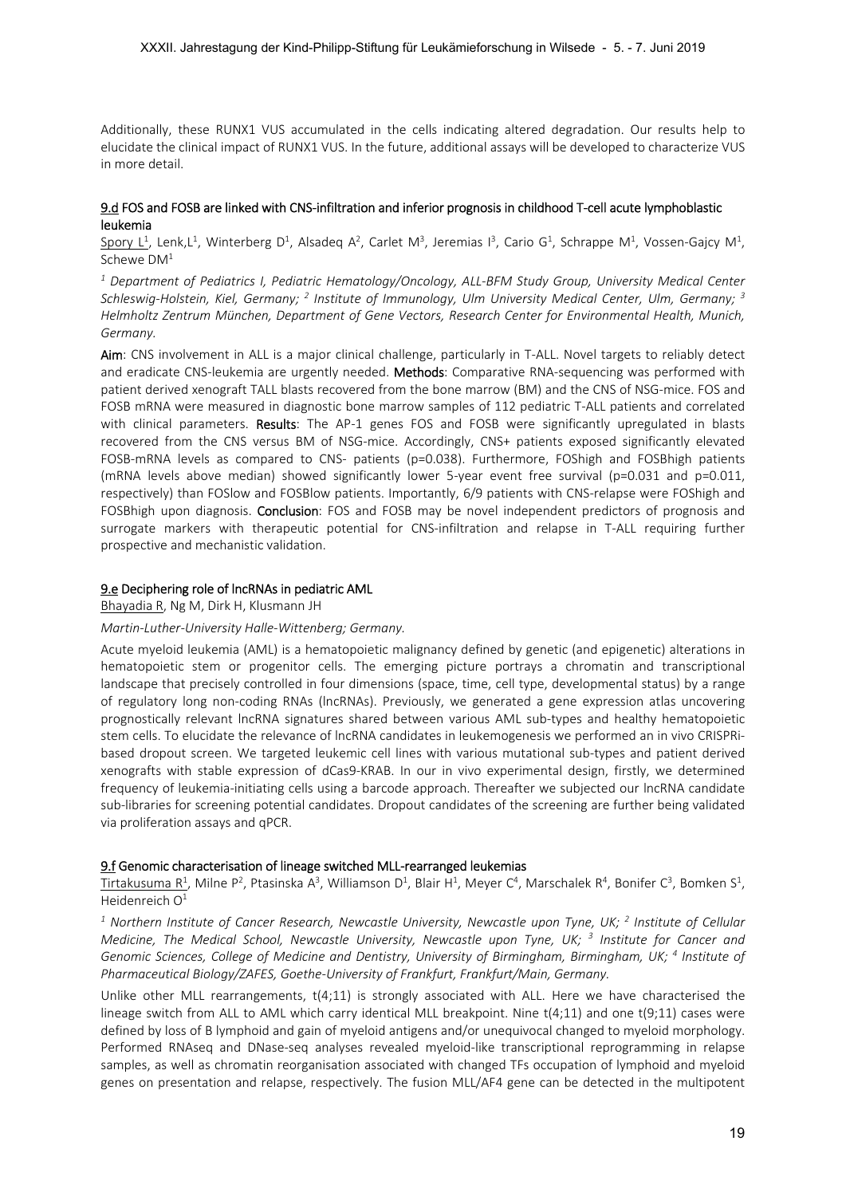Additionally, these RUNX1 VUS accumulated in the cells indicating altered degradation. Our results help to elucidate the clinical impact of RUNX1 VUS. In the future, additional assays will be developed to characterize VUS in more detail.

### 9.d FOS and FOSB are linked with CNS-infiltration and inferior prognosis in childhood T-cell acute lymphoblastic leukemia

Spory L[1], Lenk,L[1], Winterberg D[1], Alsadeq A[2], Carlet M[3], Jeremias I[3], Cario G[1], Schrappe M[1], Vossen-Gajcy M[1], Schewe DM[1]

*[1] Department of Pediatrics I, Pediatric Hematology/Oncology, ALL-BFM Study Group, University Medical Center Schleswig-Holstein, Kiel, Germany; [2] Institute of Immunology, Ulm University Medical Center, Ulm, Germany; [3] Helmholtz Zentrum München, Department of Gene Vectors, Research Center for Environmental Health, Munich, Germany.*

**Aim**: CNS involvement in ALL is a major clinical challenge, particularly in T-ALL. Novel targets to reliably detect and eradicate CNS-leukemia are urgently needed. **Methods**: Comparative RNA-sequencing was performed with patient derived xenograft TALL blasts recovered from the bone marrow (BM) and the CNS of NSG-mice. FOS and FOSB mRNA were measured in diagnostic bone marrow samples of 112 pediatric T-ALL patients and correlated with clinical parameters. **Results**: The AP-1 genes FOS and FOSB were significantly upregulated in blasts recovered from the CNS versus BM of NSG-mice. Accordingly, CNS+ patients exposed significantly elevated FOSB-mRNA levels as compared to CNS- patients ($p=0.038$). Furthermore, FOShigh and FOSBhigh patients (mRNA levels above median) showed significantly lower 5-year event free survival ($p=0.031$ and $p=0.011$, respectively) than FOSlow and FOSBlow patients. Importantly, 6/9 patients with CNS-relapse were FOShigh and FOSBhigh upon diagnosis. **Conclusion**: FOS and FOSB may be novel independent predictors of prognosis and surrogate markers with therapeutic potential for CNS-infiltration and relapse in T-ALL requiring further prospective and mechanistic validation.

### 9.e Deciphering role of lncRNAs in pediatric AML

Bhayadia R, Ng M, Dirk H, Klusmann JH

*Martin-Luther-University Halle-Wittenberg; Germany.*

Acute myeloid leukemia (AML) is a hematopoietic malignancy defined by genetic (and epigenetic) alterations in hematopoietic stem or progenitor cells. The emerging picture portrays a chromatin and transcriptional landscape that precisely controlled in four dimensions (space, time, cell type, developmental status) by a range of regulatory long non-coding RNAs (lncRNAs). Previously, we generated a gene expression atlas uncovering prognostically relevant lncRNA signatures shared between various AML sub-types and healthy hematopoietic stem cells. To elucidate the relevance of lncRNA candidates in leukemogenesis we performed an in vivo CRISPRi-based dropout screen. We targeted leukemic cell lines with various mutational sub-types and patient derived xenografts with stable expression of dCas9-KRAB. In our in vivo experimental design, firstly, we determined frequency of leukemia-initiating cells using a barcode approach. Thereafter we subjected our lncRNA candidate sub-libraries for screening potential candidates. Dropout candidates of the screening are further being validated via proliferation assays and qPCR.

### 9.f Genomic characterisation of lineage switched MLL-rearranged leukemias

Tirtakusuma R[1], Milne P[2], Ptasinska A[3], Williamson D[1], Blair H[1], Meyer C[4], Marschalek R[4], Bonifer C[3], Bomken S[1], Heidenreich O[1]

*[1] Northern Institute of Cancer Research, Newcastle University, Newcastle upon Tyne, UK; [2] Institute of Cellular Medicine, The Medical School, Newcastle University, Newcastle upon Tyne, UK; [3] Institute for Cancer and Genomic Sciences, College of Medicine and Dentistry, University of Birmingham, Birmingham, UK; [4] Institute of Pharmaceutical Biology/ZAFES, Goethe-University of Frankfurt, Frankfurt/Main, Germany.*

Unlike other MLL rearrangements, t(4;11) is strongly associated with ALL. Here we have characterised the lineage switch from ALL to AML which carry identical MLL breakpoint. Nine t(4;11) and one t(9;11) cases were defined by loss of B lymphoid and gain of myeloid antigens and/or unequivocal changed to myeloid morphology. Performed RNAseq and DNase-seq analyses revealed myeloid-like transcriptional reprogramming in relapse samples, as well as chromatin reorganisation associated with changed TFs occupation of lymphoid and myeloid genes on presentation and relapse, respectively. The fusion MLL/AF4 gene can be detected in the multipotent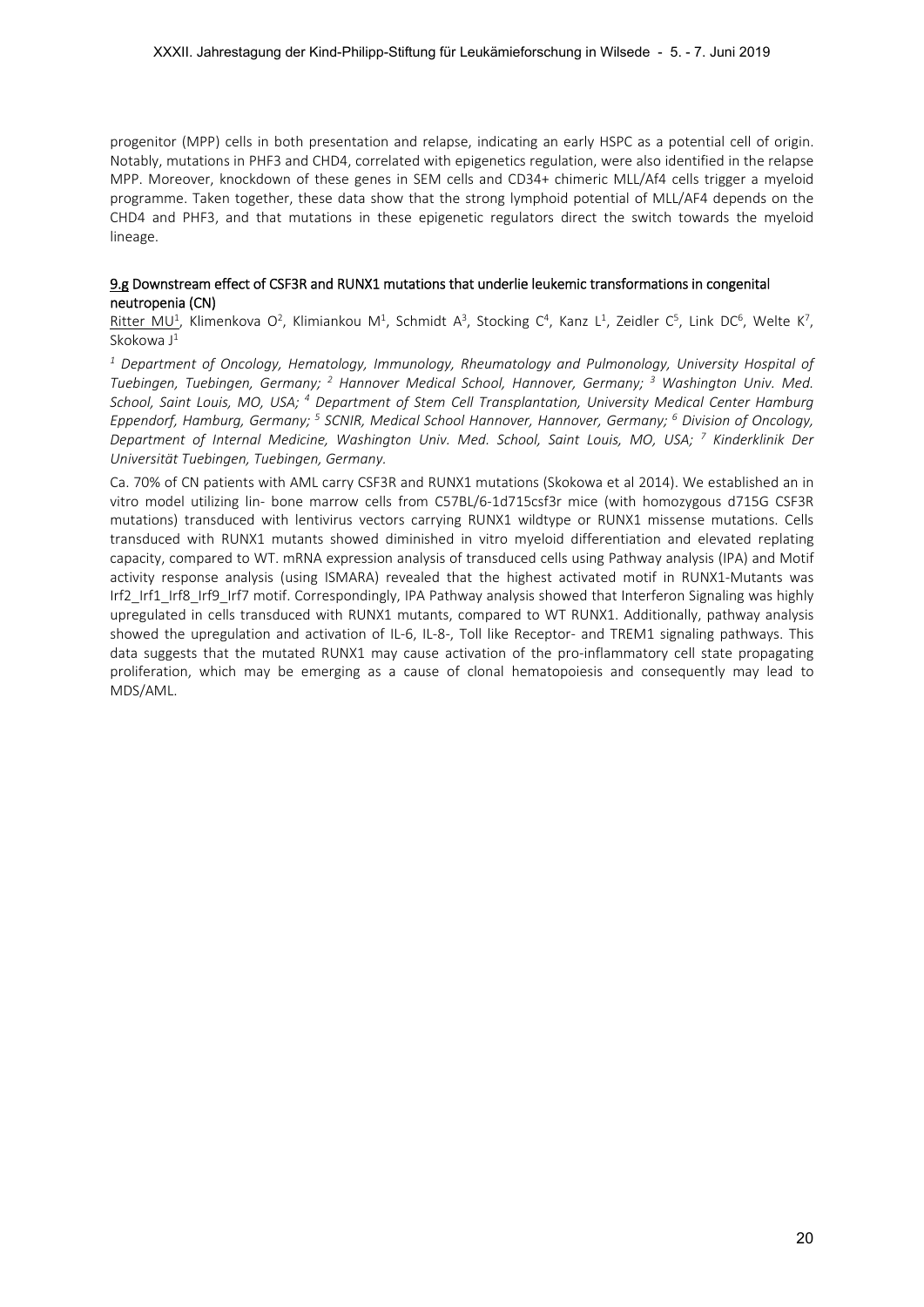progenitor (MPP) cells in both presentation and relapse, indicating an early HSPC as a potential cell of origin. Notably, mutations in PHF3 and CHD4, correlated with epigenetics regulation, were also identified in the relapse MPP. Moreover, knockdown of these genes in SEM cells and CD34+ chimeric MLL/Af4 cells trigger a myeloid programme. Taken together, these data show that the strong lymphoid potential of MLL/AF4 depends on the CHD4 and PHF3, and that mutations in these epigenetic regulators direct the switch towards the myeloid lineage.

### 9.g Downstream effect of CSF3R and RUNX1 mutations that underlie leukemic transformations in congenital neutropenia (CN)

Ritter MU[1], Klimenkova O[2], Klimiankou M[1], Schmidt A[3], Stocking C[4], Kanz L[1], Zeidler C[5], Link DC[6], Welte K[7], Skokowa J[1]

*[1] Department of Oncology, Hematology, Immunology, Rheumatology and Pulmonology, University Hospital of Tuebingen, Tuebingen, Germany; [2] Hannover Medical School, Hannover, Germany; [3] Washington Univ. Med. School, Saint Louis, MO, USA; [4] Department of Stem Cell Transplantation, University Medical Center Hamburg Eppendorf, Hamburg, Germany; [5] SCNIR, Medical School Hannover, Hannover, Germany; [6] Division of Oncology, Department of Internal Medicine, Washington Univ. Med. School, Saint Louis, MO, USA; [7] Kinderklinik Der Universität Tuebingen, Tuebingen, Germany.*

Ca. 70% of CN patients with AML carry CSF3R and RUNX1 mutations (Skokowa et al 2014). We established an in vitro model utilizing lin- bone marrow cells from C57BL/6-1d715csf3r mice (with homozygous d715G CSF3R mutations) transduced with lentivirus vectors carrying RUNX1 wildtype or RUNX1 missense mutations. Cells transduced with RUNX1 mutants showed diminished in vitro myeloid differentiation and elevated replating capacity, compared to WT. mRNA expression analysis of transduced cells using Pathway analysis (IPA) and Motif activity response analysis (using ISMARA) revealed that the highest activated motif in RUNX1-Mutants was Irf2_Irf1_Irf8_Irf9_Irf7 motif. Correspondingly, IPA Pathway analysis showed that Interferon Signaling was highly upregulated in cells transduced with RUNX1 mutants, compared to WT RUNX1. Additionally, pathway analysis showed the upregulation and activation of IL-6, IL-8-, Toll like Receptor- and TREM1 signaling pathways. This data suggests that the mutated RUNX1 may cause activation of the pro-inflammatory cell state propagating proliferation, which may be emerging as a cause of clonal hematopoiesis and consequently may lead to MDS/AML.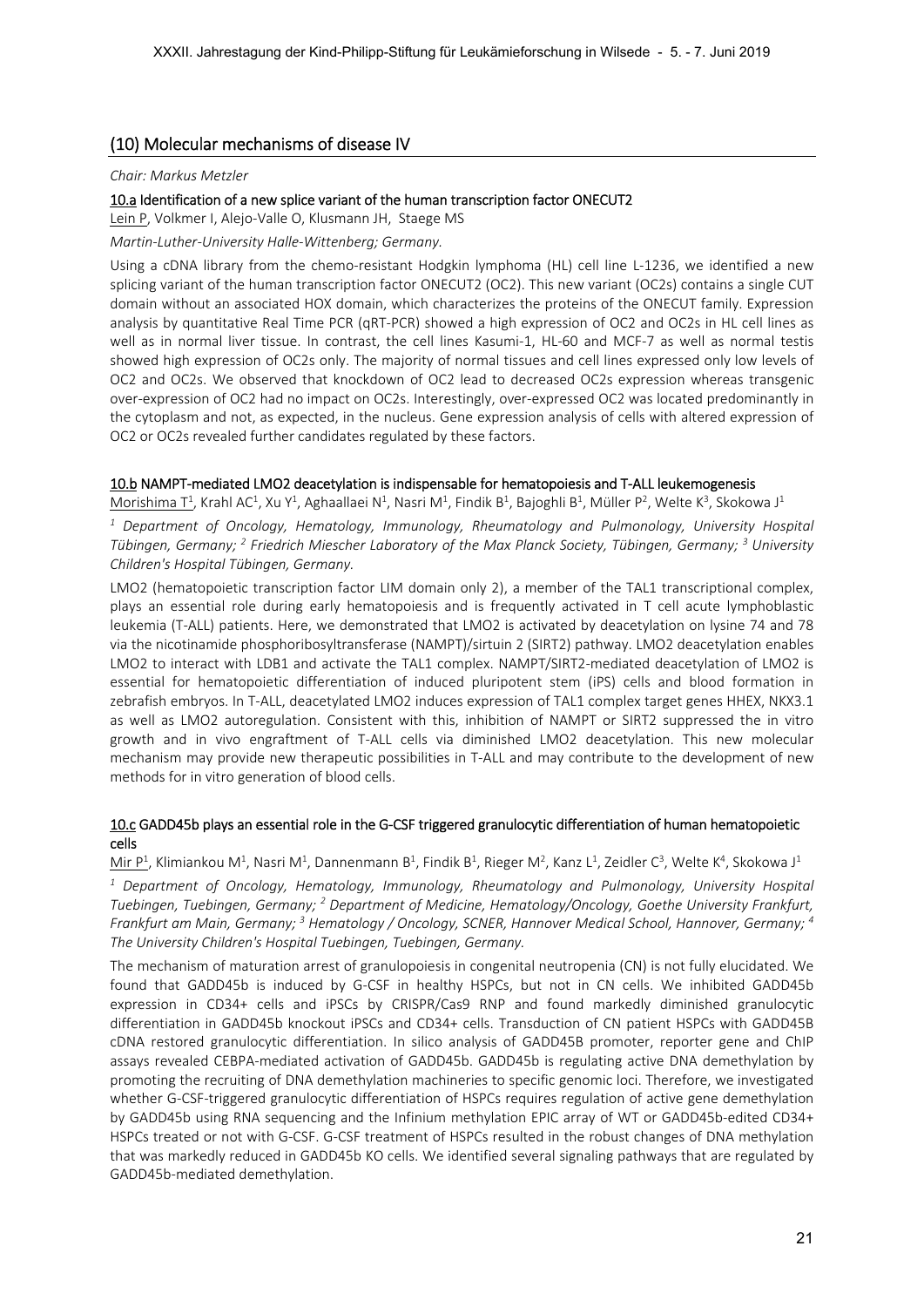## (10) Molecular mechanisms of disease IV

*Chair: Markus Metzler*

### 10.a Identification of a new splice variant of the human transcription factor ONECUT2

Lein P, Volkmer I, Alejo-Valle O, Klusmann JH, Staege MS

*Martin-Luther-University Halle-Wittenberg; Germany.*

Using a cDNA library from the chemo-resistant Hodgkin lymphoma (HL) cell line L-1236, we identified a new splicing variant of the human transcription factor ONECUT2 (OC2). This new variant (OC2s) contains a single CUT domain without an associated HOX domain, which characterizes the proteins of the ONECUT family. Expression analysis by quantitative Real Time PCR (qRT-PCR) showed a high expression of OC2 and OC2s in HL cell lines as well as in normal liver tissue. In contrast, the cell lines Kasumi-1, HL-60 and MCF-7 as well as normal testis showed high expression of OC2s only. The majority of normal tissues and cell lines expressed only low levels of OC2 and OC2s. We observed that knockdown of OC2 lead to decreased OC2s expression whereas transgenic over-expression of OC2 had no impact on OC2s. Interestingly, over-expressed OC2 was located predominantly in the cytoplasm and not, as expected, in the nucleus. Gene expression analysis of cells with altered expression of OC2 or OC2s revealed further candidates regulated by these factors.

### 10.b NAMPT-mediated LMO2 deacetylation is indispensable for hematopoiesis and T-ALL leukemogenesis

Morishima T[1], Krahl AC[1], Xu Y[1], Aghaallaei N[1], Nasri M[1], Findik B[1], Bajoghli B[1], Müller P[2], Welte K[3], Skokowa J[1]

*[1] Department of Oncology, Hematology, Immunology, Rheumatology and Pulmonology, University Hospital Tübingen, Germany; [2] Friedrich Miescher Laboratory of the Max Planck Society, Tübingen, Germany; [3] University Children's Hospital Tübingen, Germany.*

LMO2 (hematopoietic transcription factor LIM domain only 2), a member of the TAL1 transcriptional complex, plays an essential role during early hematopoiesis and is frequently activated in T cell acute lymphoblastic leukemia (T-ALL) patients. Here, we demonstrated that LMO2 is activated by deacetylation on lysine 74 and 78 via the nicotinamide phosphoribosyltransferase (NAMPT)/sirtuin 2 (SIRT2) pathway. LMO2 deacetylation enables LMO2 to interact with LDB1 and activate the TAL1 complex. NAMPT/SIRT2-mediated deacetylation of LMO2 is essential for hematopoietic differentiation of induced pluripotent stem (iPS) cells and blood formation in zebrafish embryos. In T-ALL, deacetylated LMO2 induces expression of TAL1 complex target genes HHEX, NKX3.1 as well as LMO2 autoregulation. Consistent with this, inhibition of NAMPT or SIRT2 suppressed the in vitro growth and in vivo engraftment of T-ALL cells via diminished LMO2 deacetylation. This new molecular mechanism may provide new therapeutic possibilities in T-ALL and may contribute to the development of new methods for in vitro generation of blood cells.

### 10.c GADD45b plays an essential role in the G-CSF triggered granulocytic differentiation of human hematopoietic cells

Mir P[1], Klimiankou M[1], Nasri M[1], Dannenmann B[1], Findik B[1], Rieger M[2], Kanz L[1], Zeidler C[3], Welte K[4], Skokowa J[1]

*[1] Department of Oncology, Hematology, Immunology, Rheumatology and Pulmonology, University Hospital Tuebingen, Tuebingen, Germany; [2] Department of Medicine, Hematology/Oncology, Goethe University Frankfurt, Frankfurt am Main, Germany; [3] Hematology / Oncology, SCNER, Hannover Medical School, Hannover, Germany; [4] The University Children's Hospital Tuebingen, Tuebingen, Germany.*

The mechanism of maturation arrest of granulopoiesis in congenital neutropenia (CN) is not fully elucidated. We found that GADD45b is induced by G-CSF in healthy HSPCs, but not in CN cells. We inhibited GADD45b expression in CD34+ cells and iPSCs by CRISPR/Cas9 RNP and found markedly diminished granulocytic differentiation in GADD45b knockout iPSCs and CD34+ cells. Transduction of CN patient HSPCs with GADD45B cDNA restored granulocytic differentiation. In silico analysis of GADD45B promoter, reporter gene and ChIP assays revealed CEBPA-mediated activation of GADD45b. GADD45b is regulating active DNA demethylation by promoting the recruiting of DNA demethylation machineries to specific genomic loci. Therefore, we investigated whether G-CSF-triggered granulocytic differentiation of HSPCs requires regulation of active gene demethylation by GADD45b using RNA sequencing and the Infinium methylation EPIC array of WT or GADD45b-edited CD34+ HSPCs treated or not with G-CSF. G-CSF treatment of HSPCs resulted in the robust changes of DNA methylation that was markedly reduced in GADD45b KO cells. We identified several signaling pathways that are regulated by GADD45b-mediated demethylation.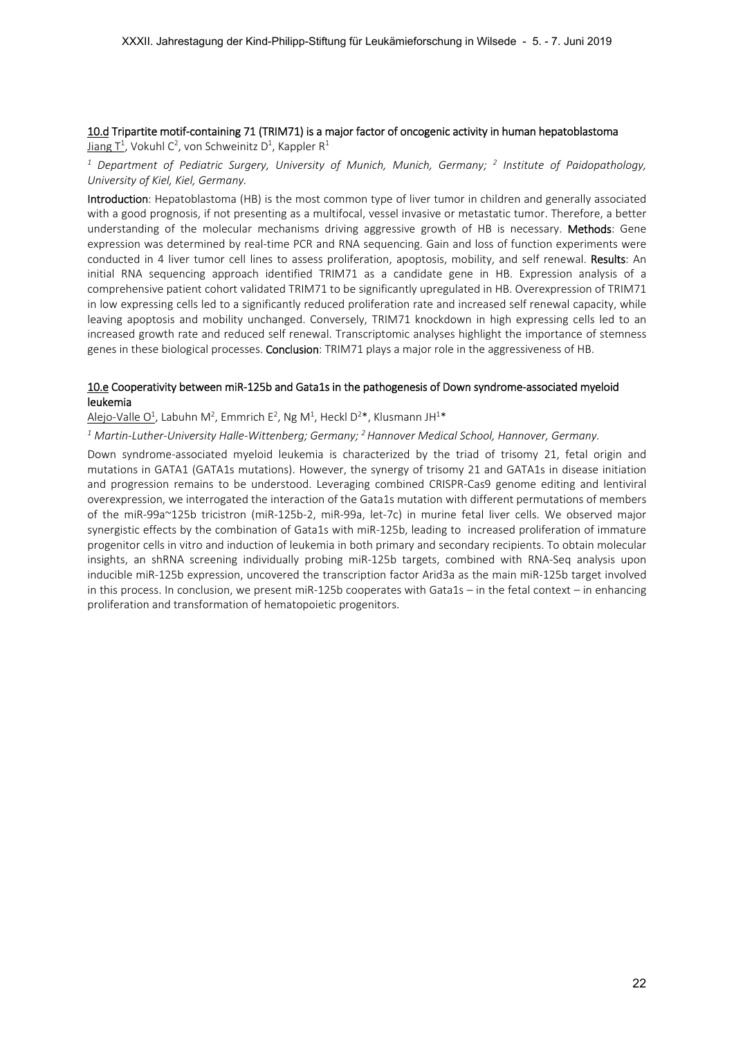### 10.d Tripartite motif-containing 71 (TRIM71) is a major factor of oncogenic activity in human hepatoblastoma

Jiang T[1], Vokuhl C[2], von Schweinitz D[1], Kappler R[1]

*[1] Department of Pediatric Surgery, University of Munich, Munich, Germany; [2] Institute of Paidopathology, University of Kiel, Kiel, Germany.*

**Introduction**: Hepatoblastoma (HB) is the most common type of liver tumor in children and generally associated with a good prognosis, if not presenting as a multifocal, vessel invasive or metastatic tumor. Therefore, a better understanding of the molecular mechanisms driving aggressive growth of HB is necessary. **Methods**: Gene expression was determined by real-time PCR and RNA sequencing. Gain and loss of function experiments were conducted in 4 liver tumor cell lines to assess proliferation, apoptosis, mobility, and self renewal. **Results**: An initial RNA sequencing approach identified TRIM71 as a candidate gene in HB. Expression analysis of a comprehensive patient cohort validated TRIM71 to be significantly upregulated in HB. Overexpression of TRIM71 in low expressing cells led to a significantly reduced proliferation rate and increased self renewal capacity, while leaving apoptosis and mobility unchanged. Conversely, TRIM71 knockdown in high expressing cells led to an increased growth rate and reduced self renewal. Transcriptomic analyses highlight the importance of stemness genes in these biological processes. **Conclusion**: TRIM71 plays a major role in the aggressiveness of HB.

### 10.e Cooperativity between miR-125b and Gata1s in the pathogenesis of Down syndrome-associated myeloid leukemia

Alejo-Valle O[1], Labuhn M[2], Emmrich E[2], Ng M[1], Heckl D[2]*, Klusmann JH[1]*

*[1] Martin-Luther-University Halle-Wittenberg; Germany; [2] Hannover Medical School, Hannover, Germany.*

Down syndrome-associated myeloid leukemia is characterized by the triad of trisomy 21, fetal origin and mutations in GATA1 (GATA1s mutations). However, the synergy of trisomy 21 and GATA1s in disease initiation and progression remains to be understood. Leveraging combined CRISPR-Cas9 genome editing and lentiviral overexpression, we interrogated the interaction of the Gata1s mutation with different permutations of members of the miR-99a~125b tricistron (miR-125b-2, miR-99a, let-7c) in murine fetal liver cells. We observed major synergistic effects by the combination of Gata1s with miR-125b, leading to increased proliferation of immature progenitor cells in vitro and induction of leukemia in both primary and secondary recipients. To obtain molecular insights, an shRNA screening individually probing miR-125b targets, combined with RNA-Seq analysis upon inducible miR-125b expression, uncovered the transcription factor Arid3a as the main miR-125b target involved in this process. In conclusion, we present miR-125b cooperates with Gata1s – in the fetal context – in enhancing proliferation and transformation of hematopoietic progenitors.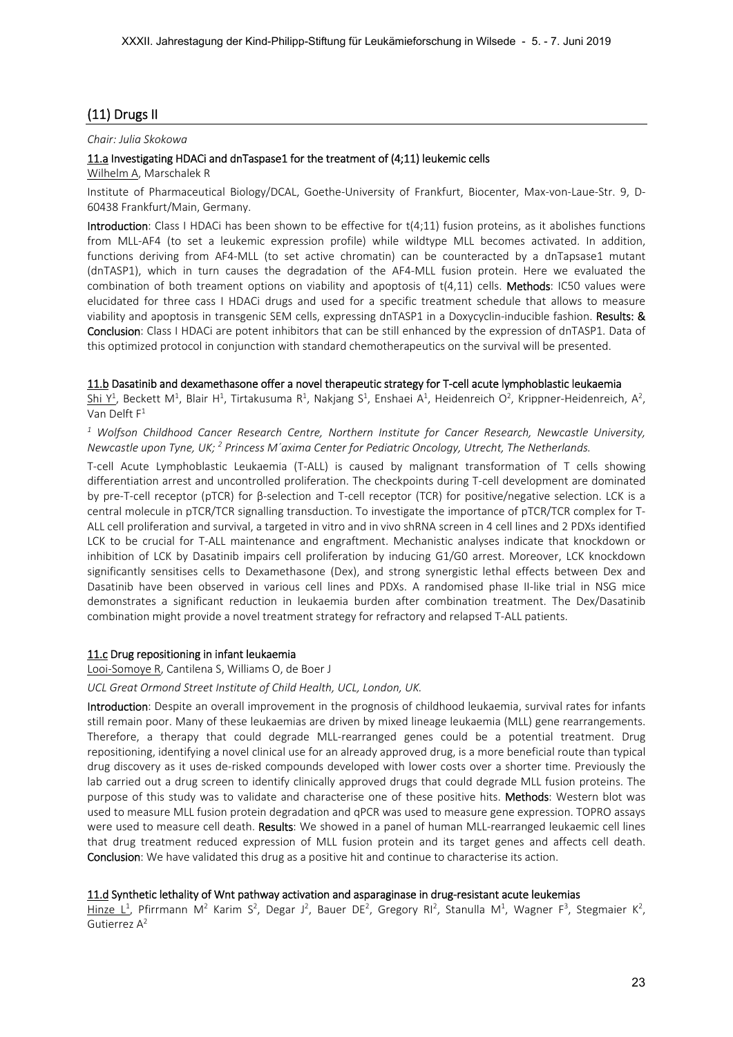## (11) Drugs II

*Chair: Julia Skokowa*

### 11.a Investigating HDACi and dnTaspase1 for the treatment of (4;11) leukemic cells

Wilhelm A, Marschalek R

Institute of Pharmaceutical Biology/DCAL, Goethe-University of Frankfurt, Biocenter, Max-von-Laue-Str. 9, D-60438 Frankfurt/Main, Germany.

**Introduction**: Class I HDACi has been shown to be effective for t(4;11) fusion proteins, as it abolishes functions from MLL-AF4 (to set a leukemic expression profile) while wildtype MLL becomes activated. In addition, functions deriving from AF4-MLL (to set active chromatin) can be counteracted by a dnTapsase1 mutant (dnTASP1), which in turn causes the degradation of the AF4-MLL fusion protein. Here we evaluated the combination of both treament options on viability and apoptosis of t(4,11) cells. **Methods**: IC50 values were elucidated for three cass I HDACi drugs and used for a specific treatment schedule that allows to measure viability and apoptosis in transgenic SEM cells, expressing dnTASP1 in a Doxycyclin-inducible fashion. **Results: & Conclusion**: Class I HDACi are potent inhibitors that can be still enhanced by the expression of dnTASP1. Data of this optimized protocol in conjunction with standard chemotherapeutics on the survival will be presented.

### 11.b Dasatinib and dexamethasone offer a novel therapeutic strategy for T-cell acute lymphoblastic leukaemia

Shi Y[1], Beckett M[1], Blair H[1], Tirtakusuma R[1], Nakjang S[1], Enshaei A[1], Heidenreich O[2], Krippner-Heidenreich, A[2], Van Delft F[1]

*[1] Wolfson Childhood Cancer Research Centre, Northern Institute for Cancer Research, Newcastle University, Newcastle upon Tyne, UK; [2] Princess M´axima Center for Pediatric Oncology, Utrecht, The Netherlands.*

T-cell Acute Lymphoblastic Leukaemia (T-ALL) is caused by malignant transformation of T cells showing differentiation arrest and uncontrolled proliferation. The checkpoints during T-cell development are dominated by pre-T-cell receptor (pTCR) for β-selection and T-cell receptor (TCR) for positive/negative selection. LCK is a central molecule in pTCR/TCR signalling transduction. To investigate the importance of pTCR/TCR complex for T-ALL cell proliferation and survival, a targeted in vitro and in vivo shRNA screen in 4 cell lines and 2 PDXs identified LCK to be crucial for T-ALL maintenance and engraftment. Mechanistic analyses indicate that knockdown or inhibition of LCK by Dasatinib impairs cell proliferation by inducing G1/G0 arrest. Moreover, LCK knockdown significantly sensitises cells to Dexamethasone (Dex), and strong synergistic lethal effects between Dex and Dasatinib have been observed in various cell lines and PDXs. A randomised phase II-like trial in NSG mice demonstrates a significant reduction in leukaemia burden after combination treatment. The Dex/Dasatinib combination might provide a novel treatment strategy for refractory and relapsed T-ALL patients.

### 11.c Drug repositioning in infant leukaemia

Looi-Somoye R, Cantilena S, Williams O, de Boer J

*UCL Great Ormond Street Institute of Child Health, UCL, London, UK.*

**Introduction**: Despite an overall improvement in the prognosis of childhood leukaemia, survival rates for infants still remain poor. Many of these leukaemias are driven by mixed lineage leukaemia (MLL) gene rearrangements. Therefore, a therapy that could degrade MLL-rearranged genes could be a potential treatment. Drug repositioning, identifying a novel clinical use for an already approved drug, is a more beneficial route than typical drug discovery as it uses de-risked compounds developed with lower costs over a shorter time. Previously the lab carried out a drug screen to identify clinically approved drugs that could degrade MLL fusion proteins. The purpose of this study was to validate and characterise one of these positive hits. **Methods**: Western blot was used to measure MLL fusion protein degradation and qPCR was used to measure gene expression. TOPRO assays were used to measure cell death. **Results**: We showed in a panel of human MLL-rearranged leukaemic cell lines that drug treatment reduced expression of MLL fusion protein and its target genes and affects cell death. **Conclusion**: We have validated this drug as a positive hit and continue to characterise its action.

### 11.d Synthetic lethality of Wnt pathway activation and asparaginase in drug-resistant acute leukemias

Hinze L[1], Pfirrmann M[2] Karim S[2], Degar J[2], Bauer DE[2], Gregory RI[2], Stanulla M[1], Wagner F[3], Stegmaier K[2], Gutierrez A[2]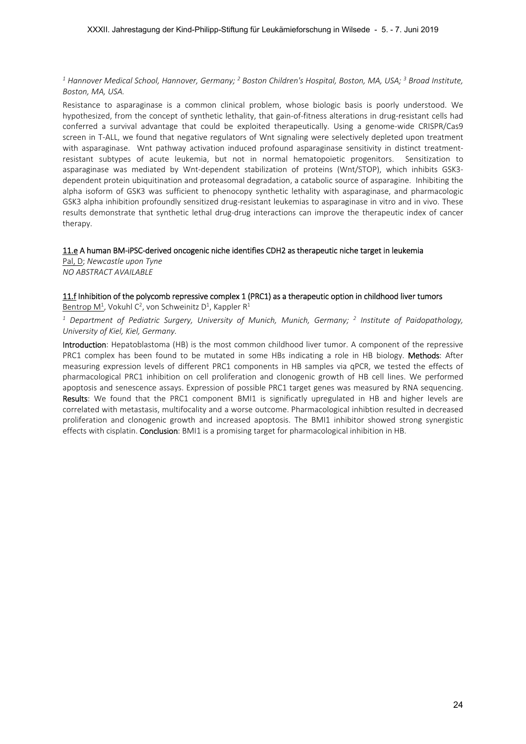[1] *Hannover Medical School, Hannover, Germany;* [2] *Boston Children's Hospital, Boston, MA, USA;* [3] *Broad Institute, Boston, MA, USA.*

Resistance to asparaginase is a common clinical problem, whose biologic basis is poorly understood. We hypothesized, from the concept of synthetic lethality, that gain-of-fitness alterations in drug-resistant cells had conferred a survival advantage that could be exploited therapeutically. Using a genome-wide CRISPR/Cas9 screen in T-ALL, we found that negative regulators of Wnt signaling were selectively depleted upon treatment with asparaginase. Wnt pathway activation induced profound asparaginase sensitivity in distinct treatment-resistant subtypes of acute leukemia, but not in normal hematopoietic progenitors. Sensitization to asparaginase was mediated by Wnt-dependent stabilization of proteins (Wnt/STOP), which inhibits GSK3-dependent protein ubiquitination and proteasomal degradation, a catabolic source of asparagine. Inhibiting the alpha isoform of GSK3 was sufficient to phenocopy synthetic lethality with asparaginase, and pharmacologic GSK3 alpha inhibition profoundly sensitized drug-resistant leukemias to asparaginase in vitro and in vivo. These results demonstrate that synthetic lethal drug-drug interactions can improve the therapeutic index of cancer therapy.

### 11.e A human BM-iPSC-derived oncogenic niche identifies CDH2 as therapeutic niche target in leukemia

Pal, D; *Newcastle upon Tyne*

*NO ABSTRACT AVAILABLE*

### 11.f Inhibition of the polycomb repressive complex 1 (PRC1) as a therapeutic option in childhood liver tumors

Bentrop M[1], Vokuhl C[2], von Schweinitz D[1], Kappler R[1]

[1] *Department of Pediatric Surgery, University of Munich, Munich, Germany;* [2] *Institute of Paidopathology, University of Kiel, Kiel, Germany.*

**Introduction**: Hepatoblastoma (HB) is the most common childhood liver tumor. A component of the repressive PRC1 complex has been found to be mutated in some HBs indicating a role in HB biology. **Methods**: After measuring expression levels of different PRC1 components in HB samples via qPCR, we tested the effects of pharmacological PRC1 inhibition on cell proliferation and clonogenic growth of HB cell lines. We performed apoptosis and senescence assays. Expression of possible PRC1 target genes was measured by RNA sequencing. **Results**: We found that the PRC1 component BMI1 is significatly upregulated in HB and higher levels are correlated with metastasis, multifocality and a worse outcome. Pharmacological inhibtion resulted in decreased proliferation and clonogenic growth and increased apoptosis. The BMI1 inhibitor showed strong synergistic effects with cisplatin. **Conclusion**: BMI1 is a promising target for pharmacological inhibition in HB.